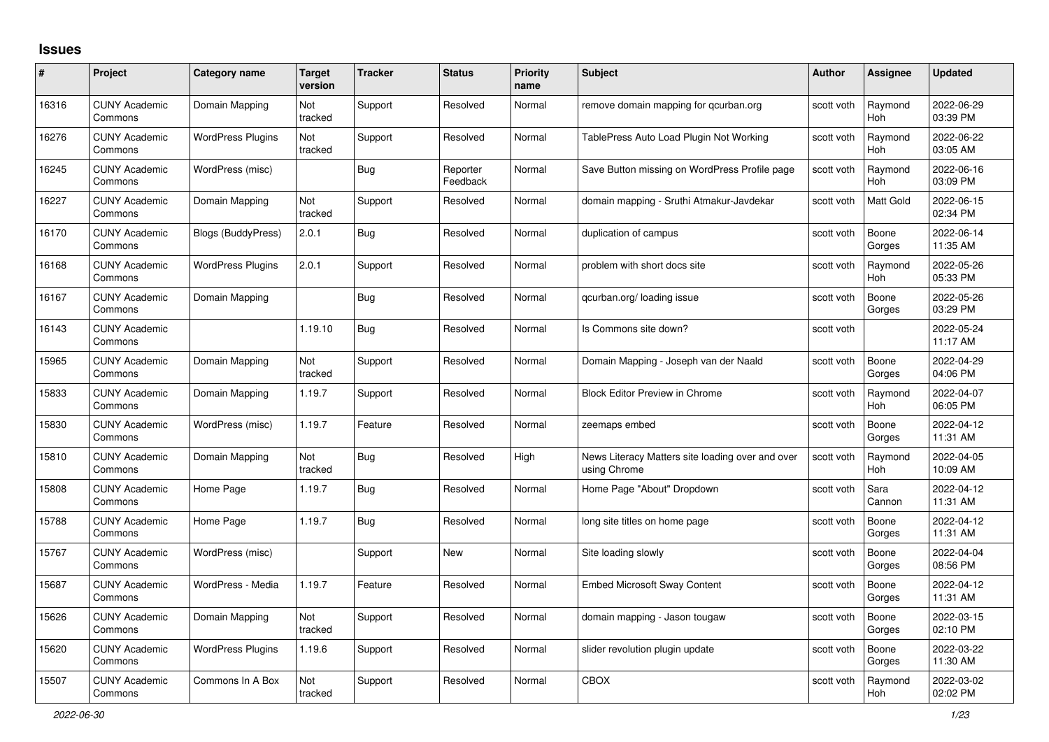## Issues

| # | Project | Category name | Target version | Tracker | Status | Priority name | Subject | Author | Assignee | Updated |
|---|---|---|---|---|---|---|---|---|---|---|
| 16316 | CUNY Academic Commons | Domain Mapping | Not tracked | Support | Resolved | Normal | remove domain mapping for qcurban.org | scott voth | Raymond Hoh | 2022-06-29 03:39 PM |
| 16276 | CUNY Academic Commons | WordPress Plugins | Not tracked | Support | Resolved | Normal | TablePress Auto Load Plugin Not Working | scott voth | Raymond Hoh | 2022-06-22 03:05 AM |
| 16245 | CUNY Academic Commons | WordPress (misc) | | Bug | Reporter Feedback | Normal | Save Button missing on WordPress Profile page | scott voth | Raymond Hoh | 2022-06-16 03:09 PM |
| 16227 | CUNY Academic Commons | Domain Mapping | Not tracked | Support | Resolved | Normal | domain mapping - Sruthi Atmakur-Javdekar | scott voth | Matt Gold | 2022-06-15 02:34 PM |
| 16170 | CUNY Academic Commons | Blogs (BuddyPress) | 2.0.1 | Bug | Resolved | Normal | duplication of campus | scott voth | Boone Gorges | 2022-06-14 11:35 AM |
| 16168 | CUNY Academic Commons | WordPress Plugins | 2.0.1 | Support | Resolved | Normal | problem with short docs site | scott voth | Raymond Hoh | 2022-05-26 05:33 PM |
| 16167 | CUNY Academic Commons | Domain Mapping | | Bug | Resolved | Normal | qcurban.org/ loading issue | scott voth | Boone Gorges | 2022-05-26 03:29 PM |
| 16143 | CUNY Academic Commons | | 1.19.10 | Bug | Resolved | Normal | Is Commons site down? | scott voth | | 2022-05-24 11:17 AM |
| 15965 | CUNY Academic Commons | Domain Mapping | Not tracked | Support | Resolved | Normal | Domain Mapping - Joseph van der Naald | scott voth | Boone Gorges | 2022-04-29 04:06 PM |
| 15833 | CUNY Academic Commons | Domain Mapping | 1.19.7 | Support | Resolved | Normal | Block Editor Preview in Chrome | scott voth | Raymond Hoh | 2022-04-07 06:05 PM |
| 15830 | CUNY Academic Commons | WordPress (misc) | 1.19.7 | Feature | Resolved | Normal | zeemaps embed | scott voth | Boone Gorges | 2022-04-12 11:31 AM |
| 15810 | CUNY Academic Commons | Domain Mapping | Not tracked | Bug | Resolved | High | News Literacy Matters site loading over and over using Chrome | scott voth | Raymond Hoh | 2022-04-05 10:09 AM |
| 15808 | CUNY Academic Commons | Home Page | 1.19.7 | Bug | Resolved | Normal | Home Page "About" Dropdown | scott voth | Sara Cannon | 2022-04-12 11:31 AM |
| 15788 | CUNY Academic Commons | Home Page | 1.19.7 | Bug | Resolved | Normal | long site titles on home page | scott voth | Boone Gorges | 2022-04-12 11:31 AM |
| 15767 | CUNY Academic Commons | WordPress (misc) | | Support | New | Normal | Site loading slowly | scott voth | Boone Gorges | 2022-04-04 08:56 PM |
| 15687 | CUNY Academic Commons | WordPress - Media | 1.19.7 | Feature | Resolved | Normal | Embed Microsoft Sway Content | scott voth | Boone Gorges | 2022-04-12 11:31 AM |
| 15626 | CUNY Academic Commons | Domain Mapping | Not tracked | Support | Resolved | Normal | domain mapping - Jason tougaw | scott voth | Boone Gorges | 2022-03-15 02:10 PM |
| 15620 | CUNY Academic Commons | WordPress Plugins | 1.19.6 | Support | Resolved | Normal | slider revolution plugin update | scott voth | Boone Gorges | 2022-03-22 11:30 AM |
| 15507 | CUNY Academic Commons | Commons In A Box | Not tracked | Support | Resolved | Normal | CBOX | scott voth | Raymond Hoh | 2022-03-02 02:02 PM |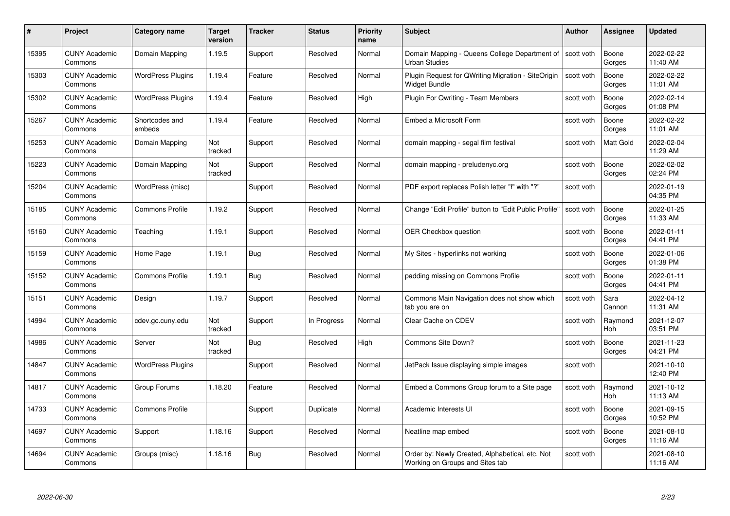| # | Project | Category name | Target version | Tracker | Status | Priority name | Subject | Author | Assignee | Updated |
|---|---|---|---|---|---|---|---|---|---|---|
| 15395 | CUNY Academic Commons | Domain Mapping | 1.19.5 | Support | Resolved | Normal | Domain Mapping - Queens College Department of Urban Studies | scott voth | Boone Gorges | 2022-02-22 11:40 AM |
| 15303 | CUNY Academic Commons | WordPress Plugins | 1.19.4 | Feature | Resolved | Normal | Plugin Request for QWriting Migration - SiteOrigin Widget Bundle | scott voth | Boone Gorges | 2022-02-22 11:01 AM |
| 15302 | CUNY Academic Commons | WordPress Plugins | 1.19.4 | Feature | Resolved | High | Plugin For Qwriting - Team Members | scott voth | Boone Gorges | 2022-02-14 01:08 PM |
| 15267 | CUNY Academic Commons | Shortcodes and embeds | 1.19.4 | Feature | Resolved | Normal | Embed a Microsoft Form | scott voth | Boone Gorges | 2022-02-22 11:01 AM |
| 15253 | CUNY Academic Commons | Domain Mapping | Not tracked | Support | Resolved | Normal | domain mapping - segal film festival | scott voth | Matt Gold | 2022-02-04 11:29 AM |
| 15223 | CUNY Academic Commons | Domain Mapping | Not tracked | Support | Resolved | Normal | domain mapping - preludenyc.org | scott voth | Boone Gorges | 2022-02-02 02:24 PM |
| 15204 | CUNY Academic Commons | WordPress (misc) | | Support | Resolved | Normal | PDF export replaces Polish letter "ł" with "?" | scott voth | | 2022-01-19 04:35 PM |
| 15185 | CUNY Academic Commons | Commons Profile | 1.19.2 | Support | Resolved | Normal | Change "Edit Profile" button to "Edit Public Profile" | scott voth | Boone Gorges | 2022-01-25 11:33 AM |
| 15160 | CUNY Academic Commons | Teaching | 1.19.1 | Support | Resolved | Normal | OER Checkbox question | scott voth | Boone Gorges | 2022-01-11 04:41 PM |
| 15159 | CUNY Academic Commons | Home Page | 1.19.1 | Bug | Resolved | Normal | My Sites - hyperlinks not working | scott voth | Boone Gorges | 2022-01-06 01:38 PM |
| 15152 | CUNY Academic Commons | Commons Profile | 1.19.1 | Bug | Resolved | Normal | padding missing on Commons Profile | scott voth | Boone Gorges | 2022-01-11 04:41 PM |
| 15151 | CUNY Academic Commons | Design | 1.19.7 | Support | Resolved | Normal | Commons Main Navigation does not show which tab you are on | scott voth | Sara Cannon | 2022-04-12 11:31 AM |
| 14994 | CUNY Academic Commons | cdev.gc.cuny.edu | Not tracked | Support | In Progress | Normal | Clear Cache on CDEV | scott voth | Raymond Hoh | 2021-12-07 03:51 PM |
| 14986 | CUNY Academic Commons | Server | Not tracked | Bug | Resolved | High | Commons Site Down? | scott voth | Boone Gorges | 2021-11-23 04:21 PM |
| 14847 | CUNY Academic Commons | WordPress Plugins | | Support | Resolved | Normal | JetPack Issue displaying simple images | scott voth | | 2021-10-10 12:40 PM |
| 14817 | CUNY Academic Commons | Group Forums | 1.18.20 | Feature | Resolved | Normal | Embed a Commons Group forum to a Site page | scott voth | Raymond Hoh | 2021-10-12 11:13 AM |
| 14733 | CUNY Academic Commons | Commons Profile | | Support | Duplicate | Normal | Academic Interests UI | scott voth | Boone Gorges | 2021-09-15 10:52 PM |
| 14697 | CUNY Academic Commons | Support | 1.18.16 | Support | Resolved | Normal | Neatline map embed | scott voth | Boone Gorges | 2021-08-10 11:16 AM |
| 14694 | CUNY Academic Commons | Groups (misc) | 1.18.16 | Bug | Resolved | Normal | Order by: Newly Created, Alphabetical, etc. Not Working on Groups and Sites tab | scott voth | | 2021-08-10 11:16 AM |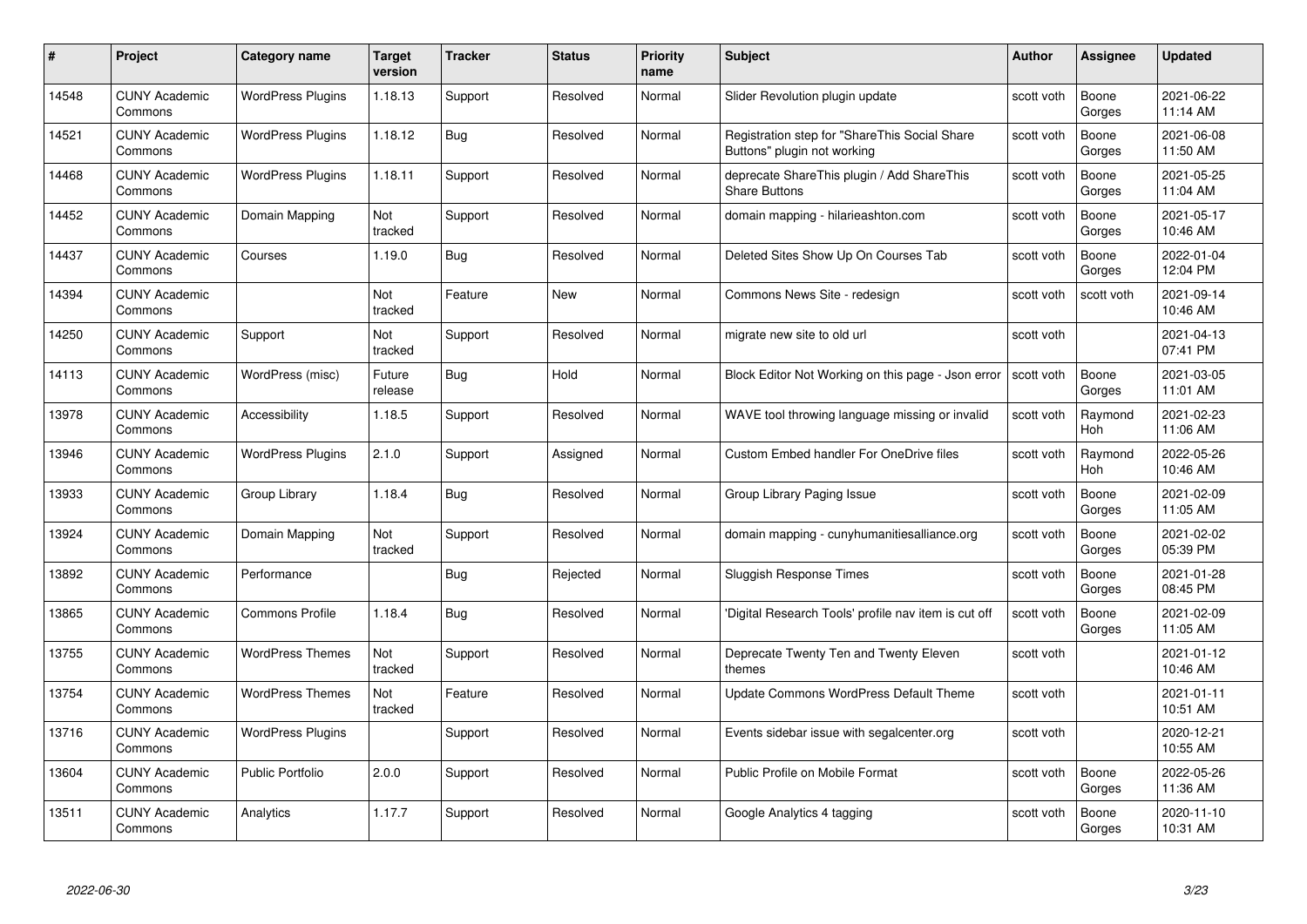| # | Project | Category name | Target version | Tracker | Status | Priority name | Subject | Author | Assignee | Updated |
|---|---|---|---|---|---|---|---|---|---|---|
| 14548 | CUNY Academic Commons | WordPress Plugins | 1.18.13 | Support | Resolved | Normal | Slider Revolution plugin update | scott voth | Boone Gorges | 2021-06-22 11:14 AM |
| 14521 | CUNY Academic Commons | WordPress Plugins | 1.18.12 | Bug | Resolved | Normal | Registration step for "ShareThis Social Share Buttons" plugin not working | scott voth | Boone Gorges | 2021-06-08 11:50 AM |
| 14468 | CUNY Academic Commons | WordPress Plugins | 1.18.11 | Support | Resolved | Normal | deprecate ShareThis plugin / Add ShareThis Share Buttons | scott voth | Boone Gorges | 2021-05-25 11:04 AM |
| 14452 | CUNY Academic Commons | Domain Mapping | Not tracked | Support | Resolved | Normal | domain mapping - hilarieashton.com | scott voth | Boone Gorges | 2021-05-17 10:46 AM |
| 14437 | CUNY Academic Commons | Courses | 1.19.0 | Bug | Resolved | Normal | Deleted Sites Show Up On Courses Tab | scott voth | Boone Gorges | 2022-01-04 12:04 PM |
| 14394 | CUNY Academic Commons | | Not tracked | Feature | New | Normal | Commons News Site - redesign | scott voth | scott voth | 2021-09-14 10:46 AM |
| 14250 | CUNY Academic Commons | Support | Not tracked | Support | Resolved | Normal | migrate new site to old url | scott voth | | 2021-04-13 07:41 PM |
| 14113 | CUNY Academic Commons | WordPress (misc) | Future release | Bug | Hold | Normal | Block Editor Not Working on this page - Json error | scott voth | Boone Gorges | 2021-03-05 11:01 AM |
| 13978 | CUNY Academic Commons | Accessibility | 1.18.5 | Support | Resolved | Normal | WAVE tool throwing language missing or invalid | scott voth | Raymond Hoh | 2021-02-23 11:06 AM |
| 13946 | CUNY Academic Commons | WordPress Plugins | 2.1.0 | Support | Assigned | Normal | Custom Embed handler For OneDrive files | scott voth | Raymond Hoh | 2022-05-26 10:46 AM |
| 13933 | CUNY Academic Commons | Group Library | 1.18.4 | Bug | Resolved | Normal | Group Library Paging Issue | scott voth | Boone Gorges | 2021-02-09 11:05 AM |
| 13924 | CUNY Academic Commons | Domain Mapping | Not tracked | Support | Resolved | Normal | domain mapping - cunyhumanitiesalliance.org | scott voth | Boone Gorges | 2021-02-02 05:39 PM |
| 13892 | CUNY Academic Commons | Performance | | Bug | Rejected | Normal | Sluggish Response Times | scott voth | Boone Gorges | 2021-01-28 08:45 PM |
| 13865 | CUNY Academic Commons | Commons Profile | 1.18.4 | Bug | Resolved | Normal | 'Digital Research Tools' profile nav item is cut off | scott voth | Boone Gorges | 2021-02-09 11:05 AM |
| 13755 | CUNY Academic Commons | WordPress Themes | Not tracked | Support | Resolved | Normal | Deprecate Twenty Ten and Twenty Eleven themes | scott voth | | 2021-01-12 10:46 AM |
| 13754 | CUNY Academic Commons | WordPress Themes | Not tracked | Feature | Resolved | Normal | Update Commons WordPress Default Theme | scott voth | | 2021-01-11 10:51 AM |
| 13716 | CUNY Academic Commons | WordPress Plugins | | Support | Resolved | Normal | Events sidebar issue with segalcenter.org | scott voth | | 2020-12-21 10:55 AM |
| 13604 | CUNY Academic Commons | Public Portfolio | 2.0.0 | Support | Resolved | Normal | Public Profile on Mobile Format | scott voth | Boone Gorges | 2022-05-26 11:36 AM |
| 13511 | CUNY Academic Commons | Analytics | 1.17.7 | Support | Resolved | Normal | Google Analytics 4 tagging | scott voth | Boone Gorges | 2020-11-10 10:31 AM |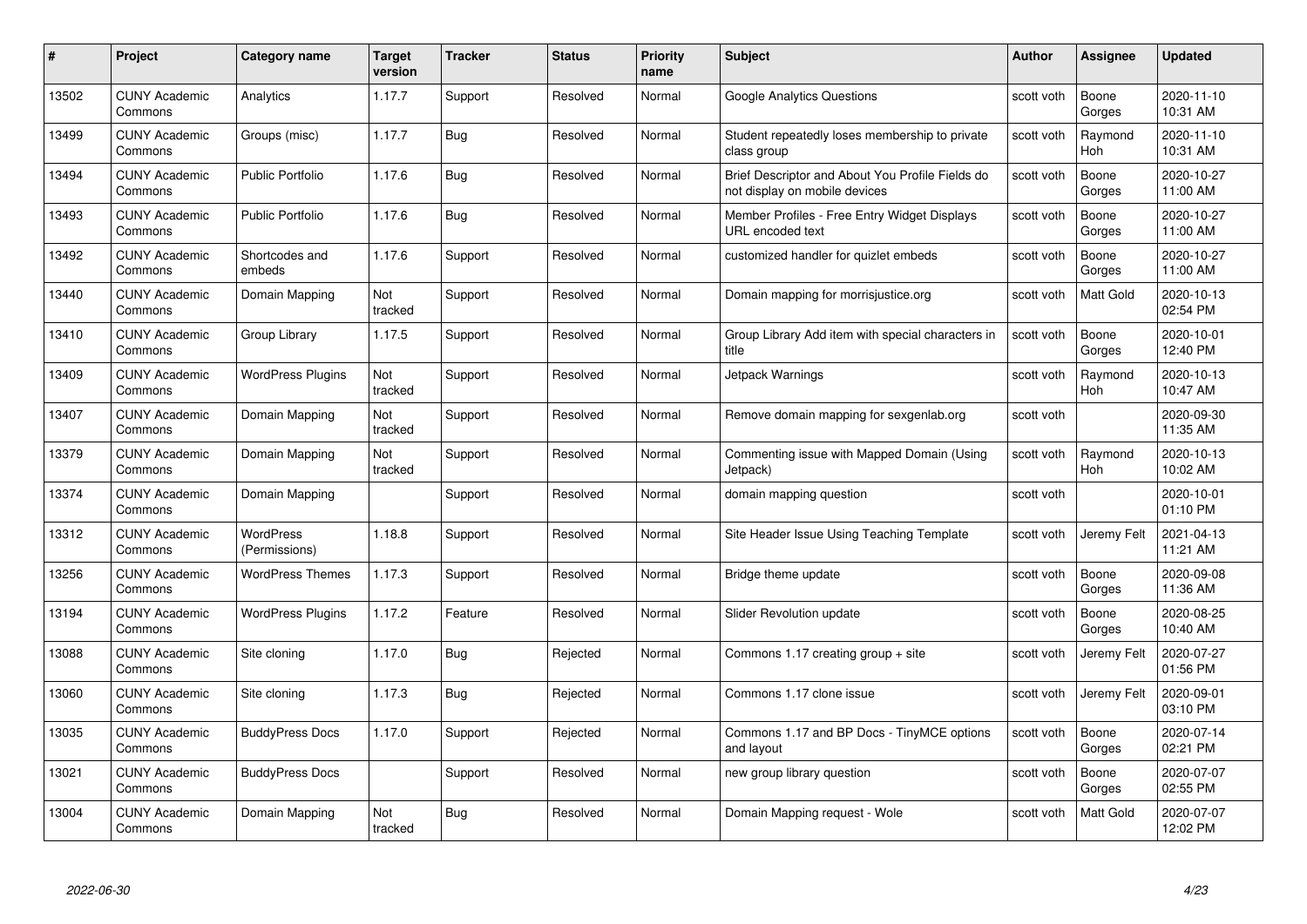| # | Project | Category name | Target version | Tracker | Status | Priority name | Subject | Author | Assignee | Updated |
|---|---|---|---|---|---|---|---|---|---|---|
| 13502 | CUNY Academic Commons | Analytics | 1.17.7 | Support | Resolved | Normal | Google Analytics Questions | scott voth | Boone Gorges | 2020-11-10 10:31 AM |
| 13499 | CUNY Academic Commons | Groups (misc) | 1.17.7 | Bug | Resolved | Normal | Student repeatedly loses membership to private class group | scott voth | Raymond Hoh | 2020-11-10 10:31 AM |
| 13494 | CUNY Academic Commons | Public Portfolio | 1.17.6 | Bug | Resolved | Normal | Brief Descriptor and About You Profile Fields do not display on mobile devices | scott voth | Boone Gorges | 2020-10-27 11:00 AM |
| 13493 | CUNY Academic Commons | Public Portfolio | 1.17.6 | Bug | Resolved | Normal | Member Profiles - Free Entry Widget Displays URL encoded text | scott voth | Boone Gorges | 2020-10-27 11:00 AM |
| 13492 | CUNY Academic Commons | Shortcodes and embeds | 1.17.6 | Support | Resolved | Normal | customized handler for quizlet embeds | scott voth | Boone Gorges | 2020-10-27 11:00 AM |
| 13440 | CUNY Academic Commons | Domain Mapping | Not tracked | Support | Resolved | Normal | Domain mapping for morrisjustice.org | scott voth | Matt Gold | 2020-10-13 02:54 PM |
| 13410 | CUNY Academic Commons | Group Library | 1.17.5 | Support | Resolved | Normal | Group Library Add item with special characters in title | scott voth | Boone Gorges | 2020-10-01 12:40 PM |
| 13409 | CUNY Academic Commons | WordPress Plugins | Not tracked | Support | Resolved | Normal | Jetpack Warnings | scott voth | Raymond Hoh | 2020-10-13 10:47 AM |
| 13407 | CUNY Academic Commons | Domain Mapping | Not tracked | Support | Resolved | Normal | Remove domain mapping for sexgenlab.org | scott voth | | 2020-09-30 11:35 AM |
| 13379 | CUNY Academic Commons | Domain Mapping | Not tracked | Support | Resolved | Normal | Commenting issue with Mapped Domain (Using Jetpack) | scott voth | Raymond Hoh | 2020-10-13 10:02 AM |
| 13374 | CUNY Academic Commons | Domain Mapping | | Support | Resolved | Normal | domain mapping question | scott voth | | 2020-10-01 01:10 PM |
| 13312 | CUNY Academic Commons | WordPress (Permissions) | 1.18.8 | Support | Resolved | Normal | Site Header Issue Using Teaching Template | scott voth | Jeremy Felt | 2021-04-13 11:21 AM |
| 13256 | CUNY Academic Commons | WordPress Themes | 1.17.3 | Support | Resolved | Normal | Bridge theme update | scott voth | Boone Gorges | 2020-09-08 11:36 AM |
| 13194 | CUNY Academic Commons | WordPress Plugins | 1.17.2 | Feature | Resolved | Normal | Slider Revolution update | scott voth | Boone Gorges | 2020-08-25 10:40 AM |
| 13088 | CUNY Academic Commons | Site cloning | 1.17.0 | Bug | Rejected | Normal | Commons 1.17 creating group + site | scott voth | Jeremy Felt | 2020-07-27 01:56 PM |
| 13060 | CUNY Academic Commons | Site cloning | 1.17.3 | Bug | Rejected | Normal | Commons 1.17 clone issue | scott voth | Jeremy Felt | 2020-09-01 03:10 PM |
| 13035 | CUNY Academic Commons | BuddyPress Docs | 1.17.0 | Support | Rejected | Normal | Commons 1.17 and BP Docs - TinyMCE options and layout | scott voth | Boone Gorges | 2020-07-14 02:21 PM |
| 13021 | CUNY Academic Commons | BuddyPress Docs | | Support | Resolved | Normal | new group library question | scott voth | Boone Gorges | 2020-07-07 02:55 PM |
| 13004 | CUNY Academic Commons | Domain Mapping | Not tracked | Bug | Resolved | Normal | Domain Mapping request - Wole | scott voth | Matt Gold | 2020-07-07 12:02 PM |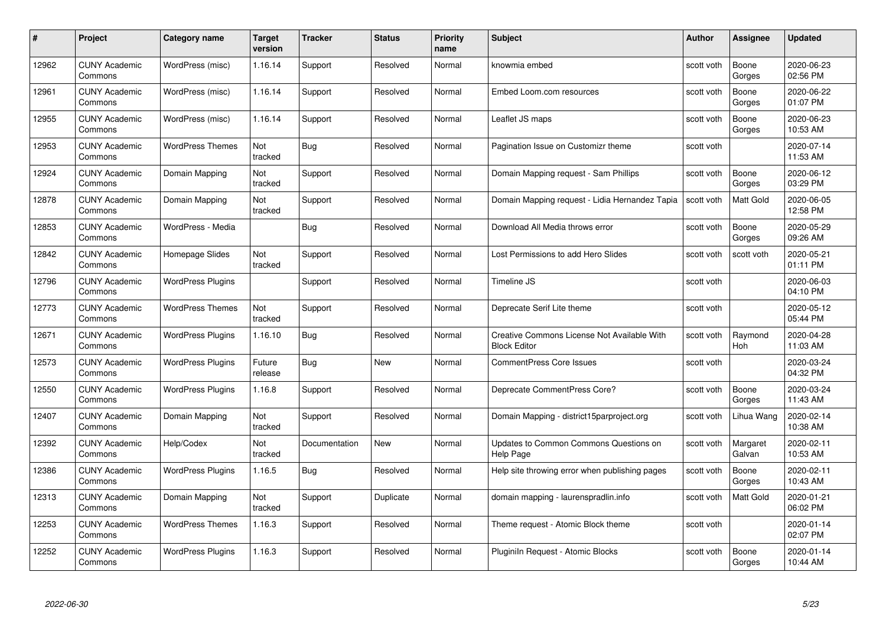| # | Project | Category name | Target version | Tracker | Status | Priority name | Subject | Author | Assignee | Updated |
|---|---|---|---|---|---|---|---|---|---|---|
| 12962 | CUNY Academic Commons | WordPress (misc) | 1.16.14 | Support | Resolved | Normal | knowmia embed | scott voth | Boone Gorges | 2020-06-23 02:56 PM |
| 12961 | CUNY Academic Commons | WordPress (misc) | 1.16.14 | Support | Resolved | Normal | Embed Loom.com resources | scott voth | Boone Gorges | 2020-06-22 01:07 PM |
| 12955 | CUNY Academic Commons | WordPress (misc) | 1.16.14 | Support | Resolved | Normal | Leaflet JS maps | scott voth | Boone Gorges | 2020-06-23 10:53 AM |
| 12953 | CUNY Academic Commons | WordPress Themes | Not tracked | Bug | Resolved | Normal | Pagination Issue on Customizr theme | scott voth | | 2020-07-14 11:53 AM |
| 12924 | CUNY Academic Commons | Domain Mapping | Not tracked | Support | Resolved | Normal | Domain Mapping request - Sam Phillips | scott voth | Boone Gorges | 2020-06-12 03:29 PM |
| 12878 | CUNY Academic Commons | Domain Mapping | Not tracked | Support | Resolved | Normal | Domain Mapping request - Lidia Hernandez Tapia | scott voth | Matt Gold | 2020-06-05 12:58 PM |
| 12853 | CUNY Academic Commons | WordPress - Media | | Bug | Resolved | Normal | Download All Media throws error | scott voth | Boone Gorges | 2020-05-29 09:26 AM |
| 12842 | CUNY Academic Commons | Homepage Slides | Not tracked | Support | Resolved | Normal | Lost Permissions to add Hero Slides | scott voth | scott voth | 2020-05-21 01:11 PM |
| 12796 | CUNY Academic Commons | WordPress Plugins | | Support | Resolved | Normal | Timeline JS | scott voth | | 2020-06-03 04:10 PM |
| 12773 | CUNY Academic Commons | WordPress Themes | Not tracked | Support | Resolved | Normal | Deprecate Serif Lite theme | scott voth | | 2020-05-12 05:44 PM |
| 12671 | CUNY Academic Commons | WordPress Plugins | 1.16.10 | Bug | Resolved | Normal | Creative Commons License Not Available With Block Editor | scott voth | Raymond Hoh | 2020-04-28 11:03 AM |
| 12573 | CUNY Academic Commons | WordPress Plugins | Future release | Bug | New | Normal | CommentPress Core Issues | scott voth | | 2020-03-24 04:32 PM |
| 12550 | CUNY Academic Commons | WordPress Plugins | 1.16.8 | Support | Resolved | Normal | Deprecate CommentPress Core? | scott voth | Boone Gorges | 2020-03-24 11:43 AM |
| 12407 | CUNY Academic Commons | Domain Mapping | Not tracked | Support | Resolved | Normal | Domain Mapping - district15parproject.org | scott voth | Lihua Wang | 2020-02-14 10:38 AM |
| 12392 | CUNY Academic Commons | Help/Codex | Not tracked | Documentation | New | Normal | Updates to Common Commons Questions on Help Page | scott voth | Margaret Galvan | 2020-02-11 10:53 AM |
| 12386 | CUNY Academic Commons | WordPress Plugins | 1.16.5 | Bug | Resolved | Normal | Help site throwing error when publishing pages | scott voth | Boone Gorges | 2020-02-11 10:43 AM |
| 12313 | CUNY Academic Commons | Domain Mapping | Not tracked | Support | Duplicate | Normal | domain mapping - laurenspradlin.info | scott voth | Matt Gold | 2020-01-21 06:02 PM |
| 12253 | CUNY Academic Commons | WordPress Themes | 1.16.3 | Support | Resolved | Normal | Theme request - Atomic Block theme | scott voth | | 2020-01-14 02:07 PM |
| 12252 | CUNY Academic Commons | WordPress Plugins | 1.16.3 | Support | Resolved | Normal | PluginIn Request - Atomic Blocks | scott voth | Boone Gorges | 2020-01-14 10:44 AM |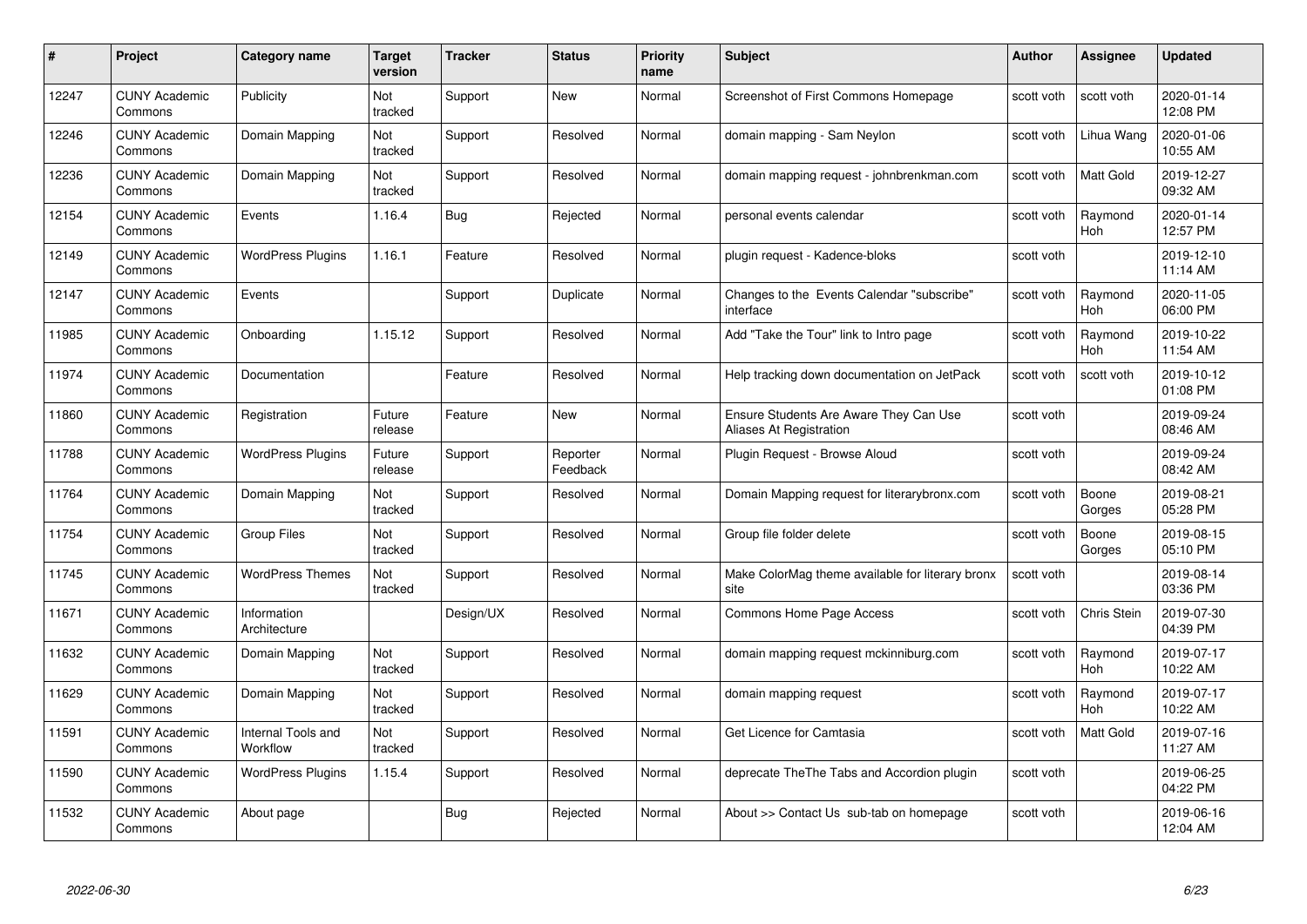| # | Project | Category name | Target version | Tracker | Status | Priority name | Subject | Author | Assignee | Updated |
|---|---|---|---|---|---|---|---|---|---|---|
| 12247 | CUNY Academic Commons | Publicity | Not tracked | Support | New | Normal | Screenshot of First Commons Homepage | scott voth | scott voth | 2020-01-14 12:08 PM |
| 12246 | CUNY Academic Commons | Domain Mapping | Not tracked | Support | Resolved | Normal | domain mapping - Sam Neylon | scott voth | Lihua Wang | 2020-01-06 10:55 AM |
| 12236 | CUNY Academic Commons | Domain Mapping | Not tracked | Support | Resolved | Normal | domain mapping request - johnbrenkman.com | scott voth | Matt Gold | 2019-12-27 09:32 AM |
| 12154 | CUNY Academic Commons | Events | 1.16.4 | Bug | Rejected | Normal | personal events calendar | scott voth | Raymond Hoh | 2020-01-14 12:57 PM |
| 12149 | CUNY Academic Commons | WordPress Plugins | 1.16.1 | Feature | Resolved | Normal | plugin request - Kadence-bloks | scott voth | | 2019-12-10 11:14 AM |
| 12147 | CUNY Academic Commons | Events | | Support | Duplicate | Normal | Changes to the Events Calendar "subscribe" interface | scott voth | Raymond Hoh | 2020-11-05 06:00 PM |
| 11985 | CUNY Academic Commons | Onboarding | 1.15.12 | Support | Resolved | Normal | Add "Take the Tour" link to Intro page | scott voth | Raymond Hoh | 2019-10-22 11:54 AM |
| 11974 | CUNY Academic Commons | Documentation | | Feature | Resolved | Normal | Help tracking down documentation on JetPack | scott voth | scott voth | 2019-10-12 01:08 PM |
| 11860 | CUNY Academic Commons | Registration | Future release | Feature | New | Normal | Ensure Students Are Aware They Can Use Aliases At Registration | scott voth | | 2019-09-24 08:46 AM |
| 11788 | CUNY Academic Commons | WordPress Plugins | Future release | Support | Reporter Feedback | Normal | Plugin Request - Browse Aloud | scott voth | | 2019-09-24 08:42 AM |
| 11764 | CUNY Academic Commons | Domain Mapping | Not tracked | Support | Resolved | Normal | Domain Mapping request for literarybronx.com | scott voth | Boone Gorges | 2019-08-21 05:28 PM |
| 11754 | CUNY Academic Commons | Group Files | Not tracked | Support | Resolved | Normal | Group file folder delete | scott voth | Boone Gorges | 2019-08-15 05:10 PM |
| 11745 | CUNY Academic Commons | WordPress Themes | Not tracked | Support | Resolved | Normal | Make ColorMag theme available for literary bronx site | scott voth | | 2019-08-14 03:36 PM |
| 11671 | CUNY Academic Commons | Information Architecture | | Design/UX | Resolved | Normal | Commons Home Page Access | scott voth | Chris Stein | 2019-07-30 04:39 PM |
| 11632 | CUNY Academic Commons | Domain Mapping | Not tracked | Support | Resolved | Normal | domain mapping request mckinniburg.com | scott voth | Raymond Hoh | 2019-07-17 10:22 AM |
| 11629 | CUNY Academic Commons | Domain Mapping | Not tracked | Support | Resolved | Normal | domain mapping request | scott voth | Raymond Hoh | 2019-07-17 10:22 AM |
| 11591 | CUNY Academic Commons | Internal Tools and Workflow | Not tracked | Support | Resolved | Normal | Get Licence for Camtasia | scott voth | Matt Gold | 2019-07-16 11:27 AM |
| 11590 | CUNY Academic Commons | WordPress Plugins | 1.15.4 | Support | Resolved | Normal | deprecate TheThe Tabs and Accordion plugin | scott voth | | 2019-06-25 04:22 PM |
| 11532 | CUNY Academic Commons | About page | | Bug | Rejected | Normal | About >> Contact Us sub-tab on homepage | scott voth | | 2019-06-16 12:04 AM |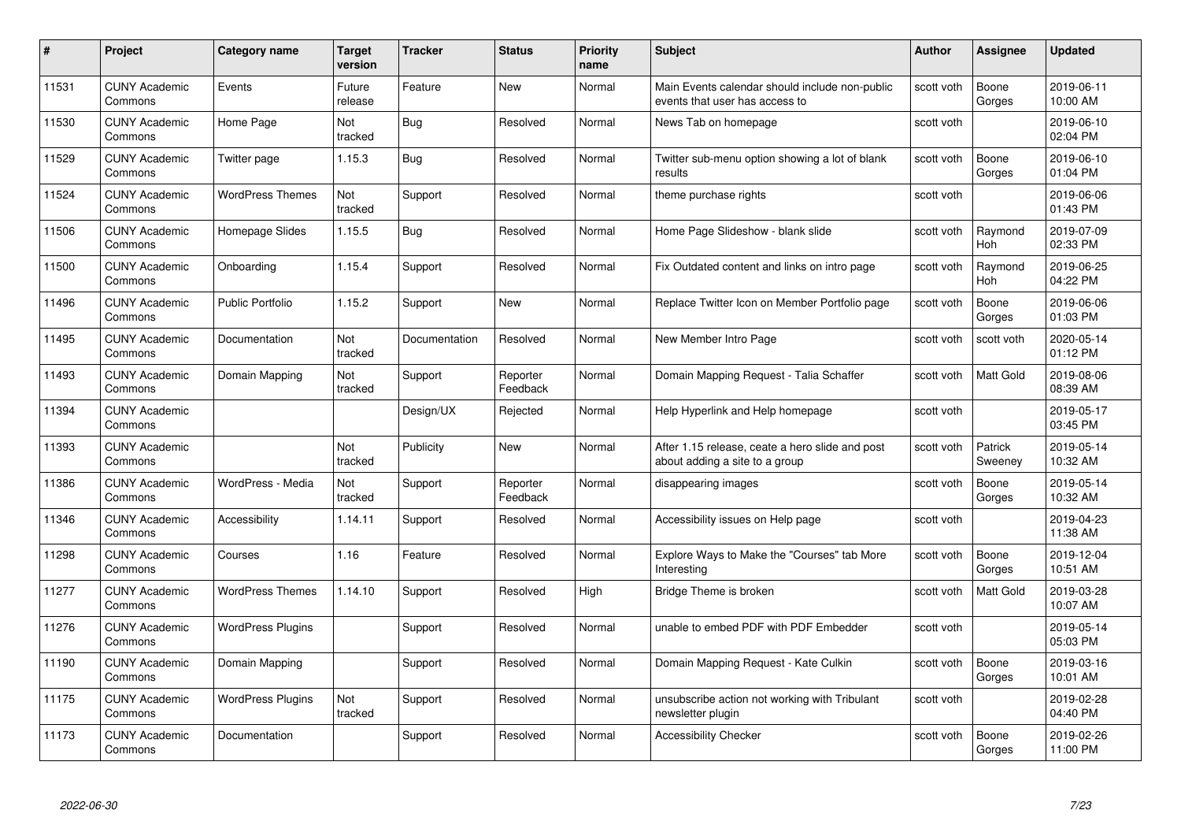| # | Project | Category name | Target version | Tracker | Status | Priority name | Subject | Author | Assignee | Updated |
|---|---|---|---|---|---|---|---|---|---|---|
| 11531 | CUNY Academic Commons | Events | Future release | Feature | New | Normal | Main Events calendar should include non-public events that user has access to | scott voth | Boone Gorges | 2019-06-11 10:00 AM |
| 11530 | CUNY Academic Commons | Home Page | Not tracked | Bug | Resolved | Normal | News Tab on homepage | scott voth | | 2019-06-10 02:04 PM |
| 11529 | CUNY Academic Commons | Twitter page | 1.15.3 | Bug | Resolved | Normal | Twitter sub-menu option showing a lot of blank results | scott voth | Boone Gorges | 2019-06-10 01:04 PM |
| 11524 | CUNY Academic Commons | WordPress Themes | Not tracked | Support | Resolved | Normal | theme purchase rights | scott voth | | 2019-06-06 01:43 PM |
| 11506 | CUNY Academic Commons | Homepage Slides | 1.15.5 | Bug | Resolved | Normal | Home Page Slideshow - blank slide | scott voth | Raymond Hoh | 2019-07-09 02:33 PM |
| 11500 | CUNY Academic Commons | Onboarding | 1.15.4 | Support | Resolved | Normal | Fix Outdated content and links on intro page | scott voth | Raymond Hoh | 2019-06-25 04:22 PM |
| 11496 | CUNY Academic Commons | Public Portfolio | 1.15.2 | Support | New | Normal | Replace Twitter Icon on Member Portfolio page | scott voth | Boone Gorges | 2019-06-06 01:03 PM |
| 11495 | CUNY Academic Commons | Documentation | Not tracked | Documentation | Resolved | Normal | New Member Intro Page | scott voth | scott voth | 2020-05-14 01:12 PM |
| 11493 | CUNY Academic Commons | Domain Mapping | Not tracked | Support | Reporter Feedback | Normal | Domain Mapping Request - Talia Schaffer | scott voth | Matt Gold | 2019-08-06 08:39 AM |
| 11394 | CUNY Academic Commons | | | Design/UX | Rejected | Normal | Help Hyperlink and Help homepage | scott voth | | 2019-05-17 03:45 PM |
| 11393 | CUNY Academic Commons | | Not tracked | Publicity | New | Normal | After 1.15 release, ceate a hero slide and post about adding a site to a group | scott voth | Patrick Sweeney | 2019-05-14 10:32 AM |
| 11386 | CUNY Academic Commons | WordPress - Media | Not tracked | Support | Reporter Feedback | Normal | disappearing images | scott voth | Boone Gorges | 2019-05-14 10:32 AM |
| 11346 | CUNY Academic Commons | Accessibility | 1.14.11 | Support | Resolved | Normal | Accessibility issues on Help page | scott voth | | 2019-04-23 11:38 AM |
| 11298 | CUNY Academic Commons | Courses | 1.16 | Feature | Resolved | Normal | Explore Ways to Make the "Courses" tab More Interesting | scott voth | Boone Gorges | 2019-12-04 10:51 AM |
| 11277 | CUNY Academic Commons | WordPress Themes | 1.14.10 | Support | Resolved | High | Bridge Theme is broken | scott voth | Matt Gold | 2019-03-28 10:07 AM |
| 11276 | CUNY Academic Commons | WordPress Plugins | | Support | Resolved | Normal | unable to embed PDF with PDF Embedder | scott voth | | 2019-05-14 05:03 PM |
| 11190 | CUNY Academic Commons | Domain Mapping | | Support | Resolved | Normal | Domain Mapping Request - Kate Culkin | scott voth | Boone Gorges | 2019-03-16 10:01 AM |
| 11175 | CUNY Academic Commons | WordPress Plugins | Not tracked | Support | Resolved | Normal | unsubscribe action not working with Tribulant newsletter plugin | scott voth | | 2019-02-28 04:40 PM |
| 11173 | CUNY Academic Commons | Documentation | | Support | Resolved | Normal | Accessibility Checker | scott voth | Boone Gorges | 2019-02-26 11:00 PM |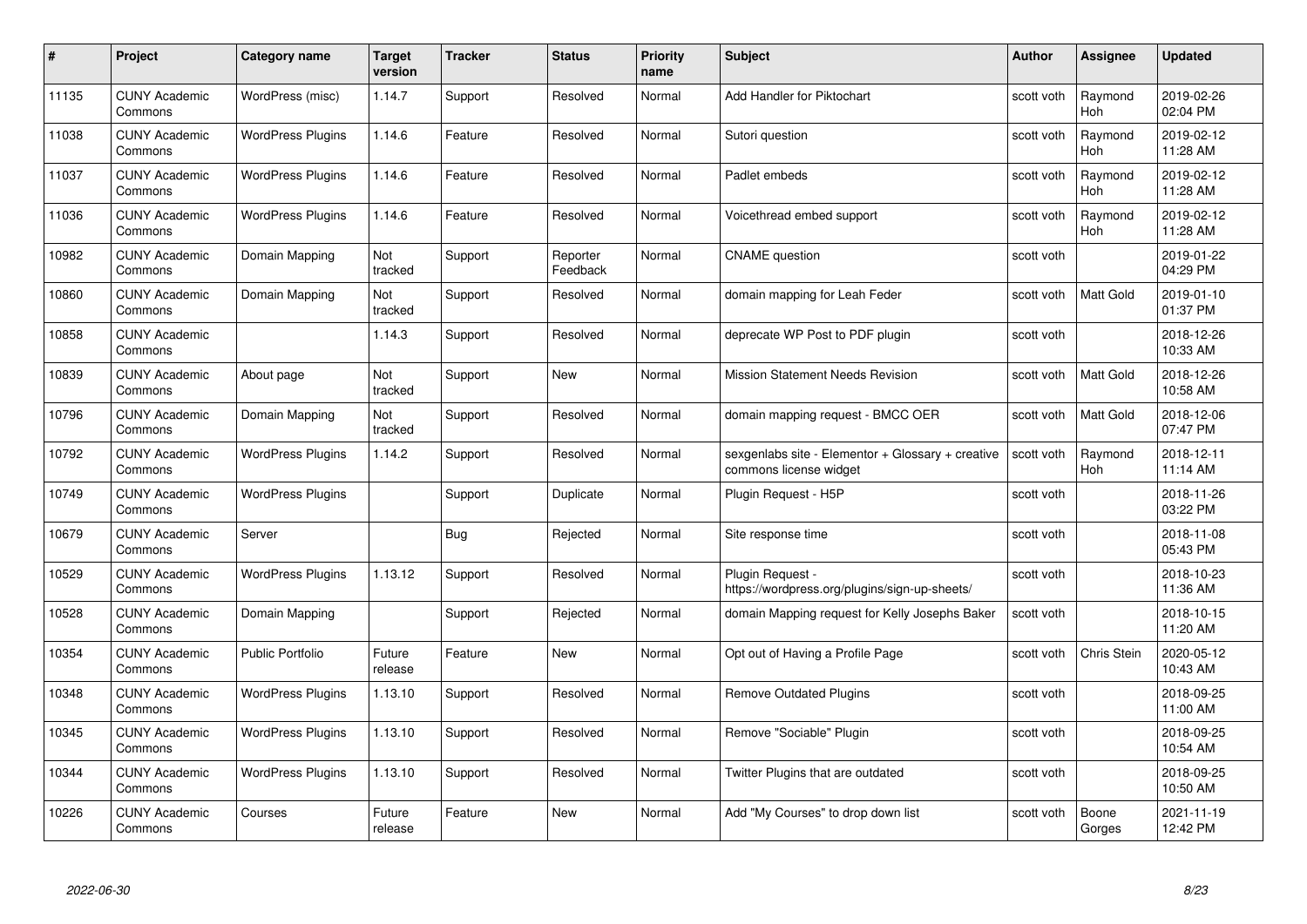| # | Project | Category name | Target version | Tracker | Status | Priority name | Subject | Author | Assignee | Updated |
|---|---|---|---|---|---|---|---|---|---|---|
| 11135 | CUNY Academic Commons | WordPress (misc) | 1.14.7 | Support | Resolved | Normal | Add Handler for Piktochart | scott voth | Raymond Hoh | 2019-02-26 02:04 PM |
| 11038 | CUNY Academic Commons | WordPress Plugins | 1.14.6 | Feature | Resolved | Normal | Sutori question | scott voth | Raymond Hoh | 2019-02-12 11:28 AM |
| 11037 | CUNY Academic Commons | WordPress Plugins | 1.14.6 | Feature | Resolved | Normal | Padlet embeds | scott voth | Raymond Hoh | 2019-02-12 11:28 AM |
| 11036 | CUNY Academic Commons | WordPress Plugins | 1.14.6 | Feature | Resolved | Normal | Voicethread embed support | scott voth | Raymond Hoh | 2019-02-12 11:28 AM |
| 10982 | CUNY Academic Commons | Domain Mapping | Not tracked | Support | Reporter Feedback | Normal | CNAME question | scott voth | | 2019-01-22 04:29 PM |
| 10860 | CUNY Academic Commons | Domain Mapping | Not tracked | Support | Resolved | Normal | domain mapping for Leah Feder | scott voth | Matt Gold | 2019-01-10 01:37 PM |
| 10858 | CUNY Academic Commons | | 1.14.3 | Support | Resolved | Normal | deprecate WP Post to PDF plugin | scott voth | | 2018-12-26 10:33 AM |
| 10839 | CUNY Academic Commons | About page | Not tracked | Support | New | Normal | Mission Statement Needs Revision | scott voth | Matt Gold | 2018-12-26 10:58 AM |
| 10796 | CUNY Academic Commons | Domain Mapping | Not tracked | Support | Resolved | Normal | domain mapping request - BMCC OER | scott voth | Matt Gold | 2018-12-06 07:47 PM |
| 10792 | CUNY Academic Commons | WordPress Plugins | 1.14.2 | Support | Resolved | Normal | sexgenlabs site - Elementor + Glossary + creative commons license widget | scott voth | Raymond Hoh | 2018-12-11 11:14 AM |
| 10749 | CUNY Academic Commons | WordPress Plugins | | Support | Duplicate | Normal | Plugin Request - H5P | scott voth | | 2018-11-26 03:22 PM |
| 10679 | CUNY Academic Commons | Server | | Bug | Rejected | Normal | Site response time | scott voth | | 2018-11-08 05:43 PM |
| 10529 | CUNY Academic Commons | WordPress Plugins | 1.13.12 | Support | Resolved | Normal | Plugin Request - https://wordpress.org/plugins/sign-up-sheets/ | scott voth | | 2018-10-23 11:36 AM |
| 10528 | CUNY Academic Commons | Domain Mapping | | Support | Rejected | Normal | domain Mapping request for Kelly Josephs Baker | scott voth | | 2018-10-15 11:20 AM |
| 10354 | CUNY Academic Commons | Public Portfolio | Future release | Feature | New | Normal | Opt out of Having a Profile Page | scott voth | Chris Stein | 2020-05-12 10:43 AM |
| 10348 | CUNY Academic Commons | WordPress Plugins | 1.13.10 | Support | Resolved | Normal | Remove Outdated Plugins | scott voth | | 2018-09-25 11:00 AM |
| 10345 | CUNY Academic Commons | WordPress Plugins | 1.13.10 | Support | Resolved | Normal | Remove "Sociable" Plugin | scott voth | | 2018-09-25 10:54 AM |
| 10344 | CUNY Academic Commons | WordPress Plugins | 1.13.10 | Support | Resolved | Normal | Twitter Plugins that are outdated | scott voth | | 2018-09-25 10:50 AM |
| 10226 | CUNY Academic Commons | Courses | Future release | Feature | New | Normal | Add "My Courses" to drop down list | scott voth | Boone Gorges | 2021-11-19 12:42 PM |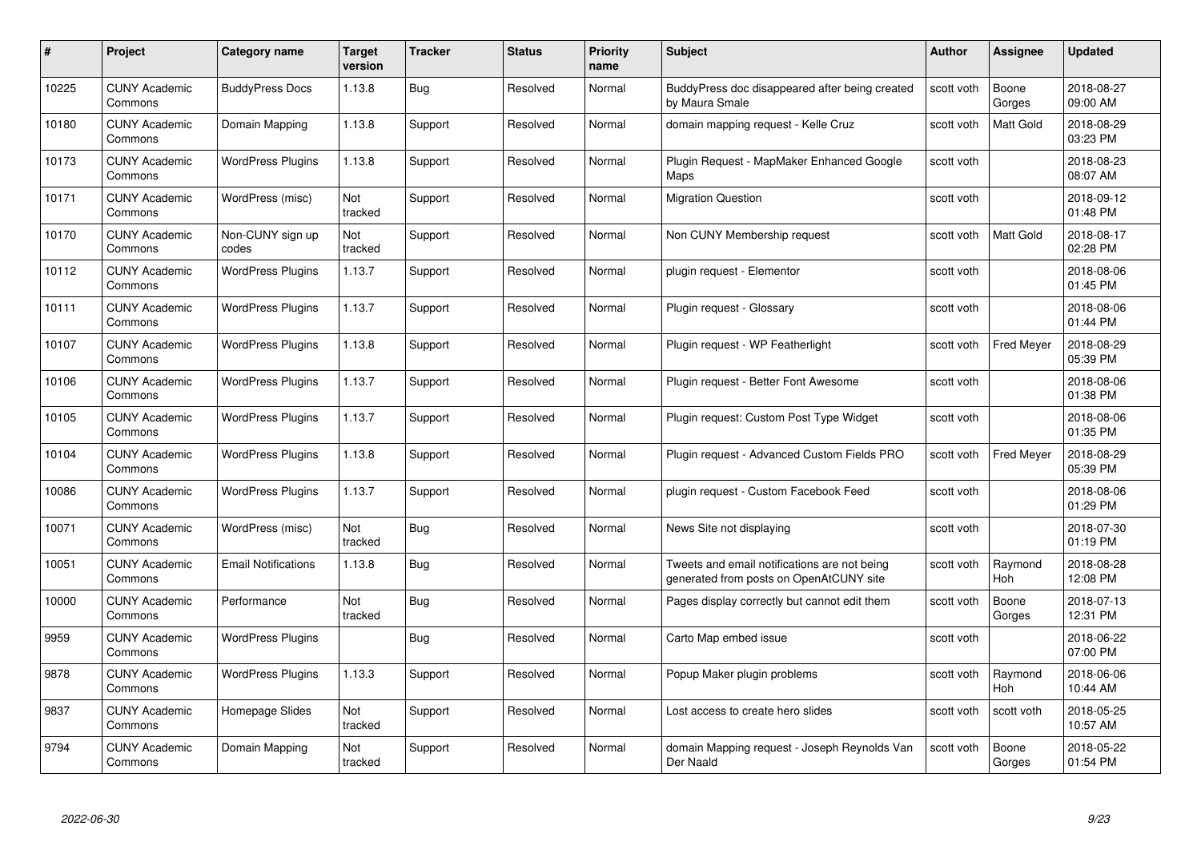| # | Project | Category name | Target version | Tracker | Status | Priority name | Subject | Author | Assignee | Updated |
|---|---|---|---|---|---|---|---|---|---|---|
| 10225 | CUNY Academic Commons | BuddyPress Docs | 1.13.8 | Bug | Resolved | Normal | BuddyPress doc disappeared after being created by Maura Smale | scott voth | Boone Gorges | 2018-08-27 09:00 AM |
| 10180 | CUNY Academic Commons | Domain Mapping | 1.13.8 | Support | Resolved | Normal | domain mapping request - Kelle Cruz | scott voth | Matt Gold | 2018-08-29 03:23 PM |
| 10173 | CUNY Academic Commons | WordPress Plugins | 1.13.8 | Support | Resolved | Normal | Plugin Request - MapMaker Enhanced Google Maps | scott voth | | 2018-08-23 08:07 AM |
| 10171 | CUNY Academic Commons | WordPress (misc) | Not tracked | Support | Resolved | Normal | Migration Question | scott voth | | 2018-09-12 01:48 PM |
| 10170 | CUNY Academic Commons | Non-CUNY sign up codes | Not tracked | Support | Resolved | Normal | Non CUNY Membership request | scott voth | Matt Gold | 2018-08-17 02:28 PM |
| 10112 | CUNY Academic Commons | WordPress Plugins | 1.13.7 | Support | Resolved | Normal | plugin request - Elementor | scott voth | | 2018-08-06 01:45 PM |
| 10111 | CUNY Academic Commons | WordPress Plugins | 1.13.7 | Support | Resolved | Normal | Plugin request - Glossary | scott voth | | 2018-08-06 01:44 PM |
| 10107 | CUNY Academic Commons | WordPress Plugins | 1.13.8 | Support | Resolved | Normal | Plugin request - WP Featherlight | scott voth | Fred Meyer | 2018-08-29 05:39 PM |
| 10106 | CUNY Academic Commons | WordPress Plugins | 1.13.7 | Support | Resolved | Normal | Plugin request - Better Font Awesome | scott voth | | 2018-08-06 01:38 PM |
| 10105 | CUNY Academic Commons | WordPress Plugins | 1.13.7 | Support | Resolved | Normal | Plugin request: Custom Post Type Widget | scott voth | | 2018-08-06 01:35 PM |
| 10104 | CUNY Academic Commons | WordPress Plugins | 1.13.8 | Support | Resolved | Normal | Plugin request - Advanced Custom Fields PRO | scott voth | Fred Meyer | 2018-08-29 05:39 PM |
| 10086 | CUNY Academic Commons | WordPress Plugins | 1.13.7 | Support | Resolved | Normal | plugin request - Custom Facebook Feed | scott voth | | 2018-08-06 01:29 PM |
| 10071 | CUNY Academic Commons | WordPress (misc) | Not tracked | Bug | Resolved | Normal | News Site not displaying | scott voth | | 2018-07-30 01:19 PM |
| 10051 | CUNY Academic Commons | Email Notifications | 1.13.8 | Bug | Resolved | Normal | Tweets and email notifications are not being generated from posts on OpenAtCUNY site | scott voth | Raymond Hoh | 2018-08-28 12:08 PM |
| 10000 | CUNY Academic Commons | Performance | Not tracked | Bug | Resolved | Normal | Pages display correctly but cannot edit them | scott voth | Boone Gorges | 2018-07-13 12:31 PM |
| 9959 | CUNY Academic Commons | WordPress Plugins | | Bug | Resolved | Normal | Carto Map embed issue | scott voth | | 2018-06-22 07:00 PM |
| 9878 | CUNY Academic Commons | WordPress Plugins | 1.13.3 | Support | Resolved | Normal | Popup Maker plugin problems | scott voth | Raymond Hoh | 2018-06-06 10:44 AM |
| 9837 | CUNY Academic Commons | Homepage Slides | Not tracked | Support | Resolved | Normal | Lost access to create hero slides | scott voth | scott voth | 2018-05-25 10:57 AM |
| 9794 | CUNY Academic Commons | Domain Mapping | Not tracked | Support | Resolved | Normal | domain Mapping request - Joseph Reynolds Van Der Naald | scott voth | Boone Gorges | 2018-05-22 01:54 PM |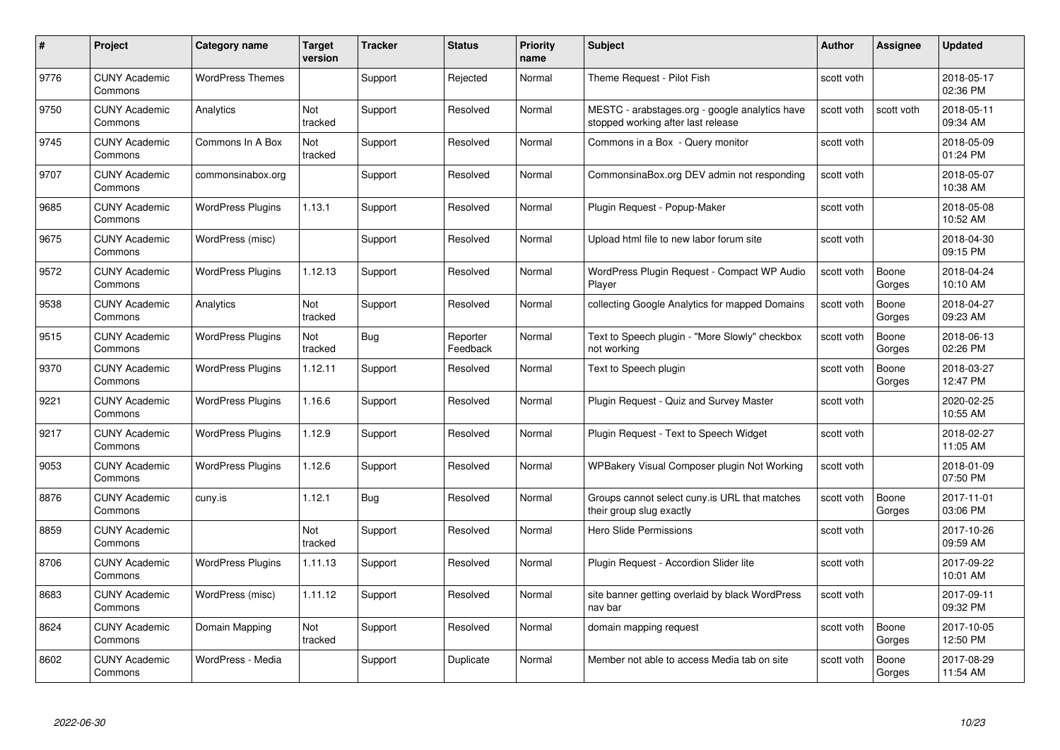| # | Project | Category name | Target version | Tracker | Status | Priority name | Subject | Author | Assignee | Updated |
|---|---|---|---|---|---|---|---|---|---|---|
| 9776 | CUNY Academic Commons | WordPress Themes | | Support | Rejected | Normal | Theme Request - Pilot Fish | scott voth | | 2018-05-17 02:36 PM |
| 9750 | CUNY Academic Commons | Analytics | Not tracked | Support | Resolved | Normal | MESTC - arabstages.org - google analytics have stopped working after last release | scott voth | scott voth | 2018-05-11 09:34 AM |
| 9745 | CUNY Academic Commons | Commons In A Box | Not tracked | Support | Resolved | Normal | Commons in a Box - Query monitor | scott voth | | 2018-05-09 01:24 PM |
| 9707 | CUNY Academic Commons | commonsinabox.org | | Support | Resolved | Normal | CommonsinaBox.org DEV admin not responding | scott voth | | 2018-05-07 10:38 AM |
| 9685 | CUNY Academic Commons | WordPress Plugins | 1.13.1 | Support | Resolved | Normal | Plugin Request - Popup-Maker | scott voth | | 2018-05-08 10:52 AM |
| 9675 | CUNY Academic Commons | WordPress (misc) | | Support | Resolved | Normal | Upload html file to new labor forum site | scott voth | | 2018-04-30 09:15 PM |
| 9572 | CUNY Academic Commons | WordPress Plugins | 1.12.13 | Support | Resolved | Normal | WordPress Plugin Request - Compact WP Audio Player | scott voth | Boone Gorges | 2018-04-24 10:10 AM |
| 9538 | CUNY Academic Commons | Analytics | Not tracked | Support | Resolved | Normal | collecting Google Analytics for mapped Domains | scott voth | Boone Gorges | 2018-04-27 09:23 AM |
| 9515 | CUNY Academic Commons | WordPress Plugins | Not tracked | Bug | Reporter Feedback | Normal | Text to Speech plugin - "More Slowly" checkbox not working | scott voth | Boone Gorges | 2018-06-13 02:26 PM |
| 9370 | CUNY Academic Commons | WordPress Plugins | 1.12.11 | Support | Resolved | Normal | Text to Speech plugin | scott voth | Boone Gorges | 2018-03-27 12:47 PM |
| 9221 | CUNY Academic Commons | WordPress Plugins | 1.16.6 | Support | Resolved | Normal | Plugin Request - Quiz and Survey Master | scott voth | | 2020-02-25 10:55 AM |
| 9217 | CUNY Academic Commons | WordPress Plugins | 1.12.9 | Support | Resolved | Normal | Plugin Request - Text to Speech Widget | scott voth | | 2018-02-27 11:05 AM |
| 9053 | CUNY Academic Commons | WordPress Plugins | 1.12.6 | Support | Resolved | Normal | WPBakery Visual Composer plugin Not Working | scott voth | | 2018-01-09 07:50 PM |
| 8876 | CUNY Academic Commons | cuny.is | 1.12.1 | Bug | Resolved | Normal | Groups cannot select cuny.is URL that matches their group slug exactly | scott voth | Boone Gorges | 2017-11-01 03:06 PM |
| 8859 | CUNY Academic Commons | | Not tracked | Support | Resolved | Normal | Hero Slide Permissions | scott voth | | 2017-10-26 09:59 AM |
| 8706 | CUNY Academic Commons | WordPress Plugins | 1.11.13 | Support | Resolved | Normal | Plugin Request - Accordion Slider lite | scott voth | | 2017-09-22 10:01 AM |
| 8683 | CUNY Academic Commons | WordPress (misc) | 1.11.12 | Support | Resolved | Normal | site banner getting overlaid by black WordPress nav bar | scott voth | | 2017-09-11 09:32 PM |
| 8624 | CUNY Academic Commons | Domain Mapping | Not tracked | Support | Resolved | Normal | domain mapping request | scott voth | Boone Gorges | 2017-10-05 12:50 PM |
| 8602 | CUNY Academic Commons | WordPress - Media | | Support | Duplicate | Normal | Member not able to access Media tab on site | scott voth | Boone Gorges | 2017-08-29 11:54 AM |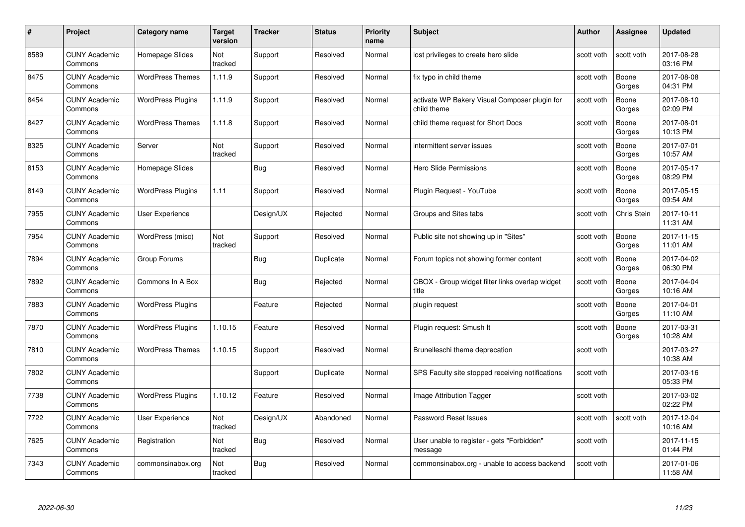| # | Project | Category name | Target version | Tracker | Status | Priority name | Subject | Author | Assignee | Updated |
|---|---|---|---|---|---|---|---|---|---|---|
| 8589 | CUNY Academic Commons | Homepage Slides | Not tracked | Support | Resolved | Normal | lost privileges to create hero slide | scott voth | scott voth | 2017-08-28 03:16 PM |
| 8475 | CUNY Academic Commons | WordPress Themes | 1.11.9 | Support | Resolved | Normal | fix typo in child theme | scott voth | Boone Gorges | 2017-08-08 04:31 PM |
| 8454 | CUNY Academic Commons | WordPress Plugins | 1.11.9 | Support | Resolved | Normal | activate WP Bakery Visual Composer plugin for child theme | scott voth | Boone Gorges | 2017-08-10 02:09 PM |
| 8427 | CUNY Academic Commons | WordPress Themes | 1.11.8 | Support | Resolved | Normal | child theme request for Short Docs | scott voth | Boone Gorges | 2017-08-01 10:13 PM |
| 8325 | CUNY Academic Commons | Server | Not tracked | Support | Resolved | Normal | intermittent server issues | scott voth | Boone Gorges | 2017-07-01 10:57 AM |
| 8153 | CUNY Academic Commons | Homepage Slides | | Bug | Resolved | Normal | Hero Slide Permissions | scott voth | Boone Gorges | 2017-05-17 08:29 PM |
| 8149 | CUNY Academic Commons | WordPress Plugins | 1.11 | Support | Resolved | Normal | Plugin Request - YouTube | scott voth | Boone Gorges | 2017-05-15 09:54 AM |
| 7955 | CUNY Academic Commons | User Experience | | Design/UX | Rejected | Normal | Groups and Sites tabs | scott voth | Chris Stein | 2017-10-11 11:31 AM |
| 7954 | CUNY Academic Commons | WordPress (misc) | Not tracked | Support | Resolved | Normal | Public site not showing up in "Sites" | scott voth | Boone Gorges | 2017-11-15 11:01 AM |
| 7894 | CUNY Academic Commons | Group Forums | | Bug | Duplicate | Normal | Forum topics not showing former content | scott voth | Boone Gorges | 2017-04-02 06:30 PM |
| 7892 | CUNY Academic Commons | Commons In A Box | | Bug | Rejected | Normal | CBOX - Group widget filter links overlap widget title | scott voth | Boone Gorges | 2017-04-04 10:16 AM |
| 7883 | CUNY Academic Commons | WordPress Plugins | | Feature | Rejected | Normal | plugin request | scott voth | Boone Gorges | 2017-04-01 11:10 AM |
| 7870 | CUNY Academic Commons | WordPress Plugins | 1.10.15 | Feature | Resolved | Normal | Plugin request: Smush It | scott voth | Boone Gorges | 2017-03-31 10:28 AM |
| 7810 | CUNY Academic Commons | WordPress Themes | 1.10.15 | Support | Resolved | Normal | Brunelleschi theme deprecation | scott voth | | 2017-03-27 10:38 AM |
| 7802 | CUNY Academic Commons | | | Support | Duplicate | Normal | SPS Faculty site stopped receiving notifications | scott voth | | 2017-03-16 05:33 PM |
| 7738 | CUNY Academic Commons | WordPress Plugins | 1.10.12 | Feature | Resolved | Normal | Image Attribution Tagger | scott voth | | 2017-03-02 02:22 PM |
| 7722 | CUNY Academic Commons | User Experience | Not tracked | Design/UX | Abandoned | Normal | Password Reset Issues | scott voth | scott voth | 2017-12-04 10:16 AM |
| 7625 | CUNY Academic Commons | Registration | Not tracked | Bug | Resolved | Normal | User unable to register - gets "Forbidden" message | scott voth | | 2017-11-15 01:44 PM |
| 7343 | CUNY Academic Commons | commonsinabox.org | Not tracked | Bug | Resolved | Normal | commonsinabox.org - unable to access backend | scott voth | | 2017-01-06 11:58 AM |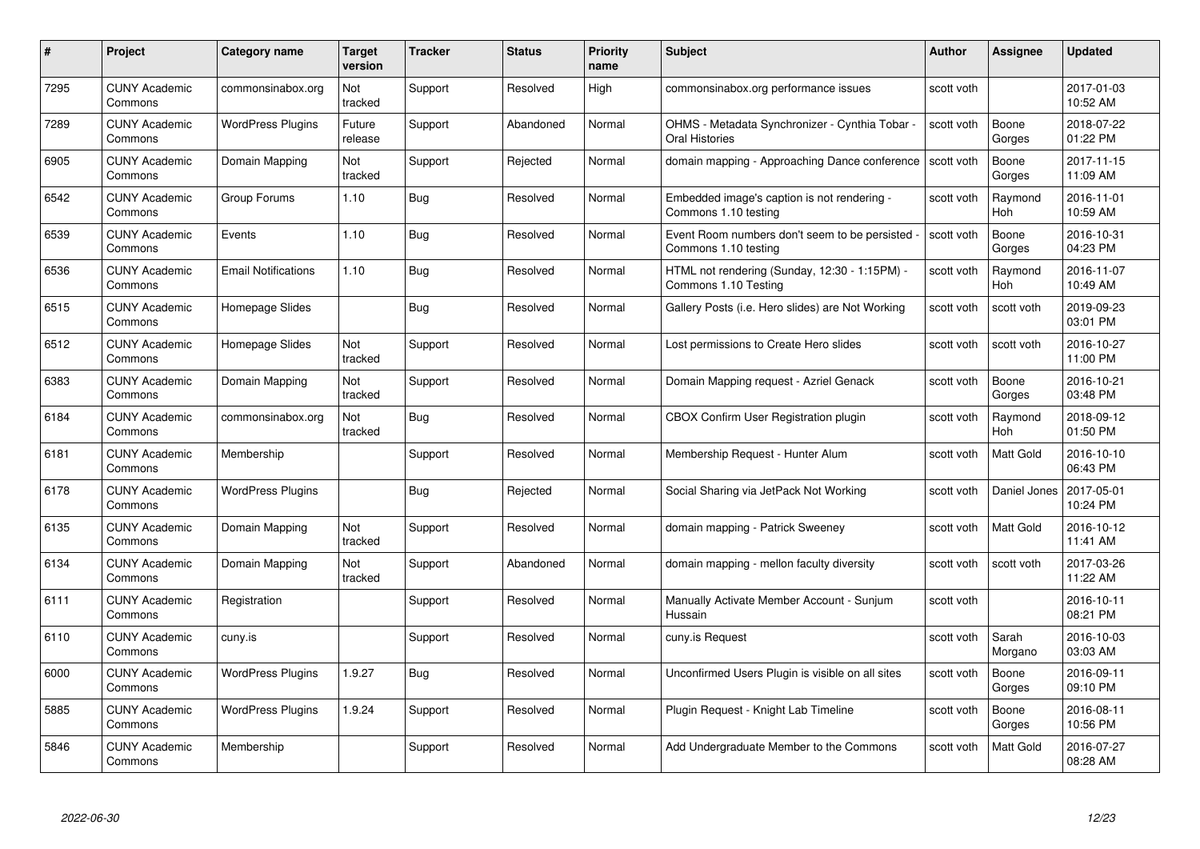| # | Project | Category name | Target version | Tracker | Status | Priority name | Subject | Author | Assignee | Updated |
|---|---|---|---|---|---|---|---|---|---|---|
| 7295 | CUNY Academic Commons | commonsinabox.org | Not tracked | Support | Resolved | High | commonsinabox.org performance issues | scott voth | | 2017-01-03 10:52 AM |
| 7289 | CUNY Academic Commons | WordPress Plugins | Future release | Support | Abandoned | Normal | OHMS - Metadata Synchronizer - Cynthia Tobar - Oral Histories | scott voth | Boone Gorges | 2018-07-22 01:22 PM |
| 6905 | CUNY Academic Commons | Domain Mapping | Not tracked | Support | Rejected | Normal | domain mapping - Approaching Dance conference | scott voth | Boone Gorges | 2017-11-15 11:09 AM |
| 6542 | CUNY Academic Commons | Group Forums | 1.10 | Bug | Resolved | Normal | Embedded image's caption is not rendering - Commons 1.10 testing | scott voth | Raymond Hoh | 2016-11-01 10:59 AM |
| 6539 | CUNY Academic Commons | Events | 1.10 | Bug | Resolved | Normal | Event Room numbers don't seem to be persisted - Commons 1.10 testing | scott voth | Boone Gorges | 2016-10-31 04:23 PM |
| 6536 | CUNY Academic Commons | Email Notifications | 1.10 | Bug | Resolved | Normal | HTML not rendering (Sunday, 12:30 - 1:15PM) - Commons 1.10 Testing | scott voth | Raymond Hoh | 2016-11-07 10:49 AM |
| 6515 | CUNY Academic Commons | Homepage Slides | | Bug | Resolved | Normal | Gallery Posts (i.e. Hero slides) are Not Working | scott voth | scott voth | 2019-09-23 03:01 PM |
| 6512 | CUNY Academic Commons | Homepage Slides | Not tracked | Support | Resolved | Normal | Lost permissions to Create Hero slides | scott voth | scott voth | 2016-10-27 11:00 PM |
| 6383 | CUNY Academic Commons | Domain Mapping | Not tracked | Support | Resolved | Normal | Domain Mapping request - Azriel Genack | scott voth | Boone Gorges | 2016-10-21 03:48 PM |
| 6184 | CUNY Academic Commons | commonsinabox.org | Not tracked | Bug | Resolved | Normal | CBOX Confirm User Registration plugin | scott voth | Raymond Hoh | 2018-09-12 01:50 PM |
| 6181 | CUNY Academic Commons | Membership | | Support | Resolved | Normal | Membership Request - Hunter Alum | scott voth | Matt Gold | 2016-10-10 06:43 PM |
| 6178 | CUNY Academic Commons | WordPress Plugins | | Bug | Rejected | Normal | Social Sharing via JetPack Not Working | scott voth | Daniel Jones | 2017-05-01 10:24 PM |
| 6135 | CUNY Academic Commons | Domain Mapping | Not tracked | Support | Resolved | Normal | domain mapping - Patrick Sweeney | scott voth | Matt Gold | 2016-10-12 11:41 AM |
| 6134 | CUNY Academic Commons | Domain Mapping | Not tracked | Support | Abandoned | Normal | domain mapping - mellon faculty diversity | scott voth | scott voth | 2017-03-26 11:22 AM |
| 6111 | CUNY Academic Commons | Registration | | Support | Resolved | Normal | Manually Activate Member Account - Sunjum Hussain | scott voth | | 2016-10-11 08:21 PM |
| 6110 | CUNY Academic Commons | cuny.is | | Support | Resolved | Normal | cuny.is Request | scott voth | Sarah Morgano | 2016-10-03 03:03 AM |
| 6000 | CUNY Academic Commons | WordPress Plugins | 1.9.27 | Bug | Resolved | Normal | Unconfirmed Users Plugin is visible on all sites | scott voth | Boone Gorges | 2016-09-11 09:10 PM |
| 5885 | CUNY Academic Commons | WordPress Plugins | 1.9.24 | Support | Resolved | Normal | Plugin Request - Knight Lab Timeline | scott voth | Boone Gorges | 2016-08-11 10:56 PM |
| 5846 | CUNY Academic Commons | Membership | | Support | Resolved | Normal | Add Undergraduate Member to the Commons | scott voth | Matt Gold | 2016-07-27 08:28 AM |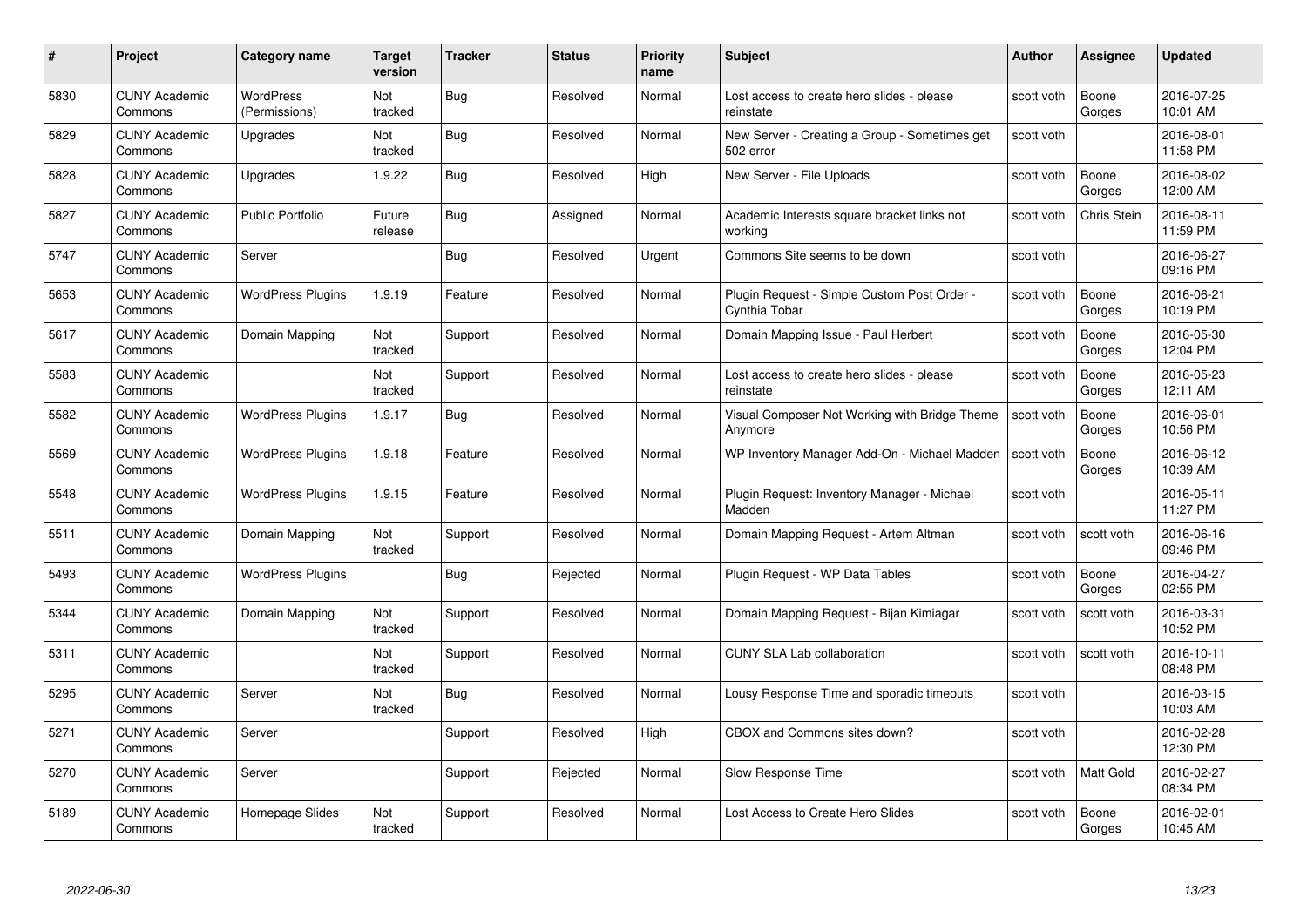| # | Project | Category name | Target version | Tracker | Status | Priority name | Subject | Author | Assignee | Updated |
|---|---|---|---|---|---|---|---|---|---|---|
| 5830 | CUNY Academic Commons | WordPress (Permissions) | Not tracked | Bug | Resolved | Normal | Lost access to create hero slides - please reinstate | scott voth | Boone Gorges | 2016-07-25 10:01 AM |
| 5829 | CUNY Academic Commons | Upgrades | Not tracked | Bug | Resolved | Normal | New Server - Creating a Group - Sometimes get 502 error | scott voth | | 2016-08-01 11:58 PM |
| 5828 | CUNY Academic Commons | Upgrades | 1.9.22 | Bug | Resolved | High | New Server - File Uploads | scott voth | Boone Gorges | 2016-08-02 12:00 AM |
| 5827 | CUNY Academic Commons | Public Portfolio | Future release | Bug | Assigned | Normal | Academic Interests square bracket links not working | scott voth | Chris Stein | 2016-08-11 11:59 PM |
| 5747 | CUNY Academic Commons | Server | | Bug | Resolved | Urgent | Commons Site seems to be down | scott voth | | 2016-06-27 09:16 PM |
| 5653 | CUNY Academic Commons | WordPress Plugins | 1.9.19 | Feature | Resolved | Normal | Plugin Request - Simple Custom Post Order - Cynthia Tobar | scott voth | Boone Gorges | 2016-06-21 10:19 PM |
| 5617 | CUNY Academic Commons | Domain Mapping | Not tracked | Support | Resolved | Normal | Domain Mapping Issue - Paul Herbert | scott voth | Boone Gorges | 2016-05-30 12:04 PM |
| 5583 | CUNY Academic Commons | | Not tracked | Support | Resolved | Normal | Lost access to create hero slides - please reinstate | scott voth | Boone Gorges | 2016-05-23 12:11 AM |
| 5582 | CUNY Academic Commons | WordPress Plugins | 1.9.17 | Bug | Resolved | Normal | Visual Composer Not Working with Bridge Theme Anymore | scott voth | Boone Gorges | 2016-06-01 10:56 PM |
| 5569 | CUNY Academic Commons | WordPress Plugins | 1.9.18 | Feature | Resolved | Normal | WP Inventory Manager Add-On - Michael Madden | scott voth | Boone Gorges | 2016-06-12 10:39 AM |
| 5548 | CUNY Academic Commons | WordPress Plugins | 1.9.15 | Feature | Resolved | Normal | Plugin Request: Inventory Manager - Michael Madden | scott voth | | 2016-05-11 11:27 PM |
| 5511 | CUNY Academic Commons | Domain Mapping | Not tracked | Support | Resolved | Normal | Domain Mapping Request - Artem Altman | scott voth | scott voth | 2016-06-16 09:46 PM |
| 5493 | CUNY Academic Commons | WordPress Plugins | | Bug | Rejected | Normal | Plugin Request - WP Data Tables | scott voth | Boone Gorges | 2016-04-27 02:55 PM |
| 5344 | CUNY Academic Commons | Domain Mapping | Not tracked | Support | Resolved | Normal | Domain Mapping Request - Bijan Kimiagar | scott voth | scott voth | 2016-03-31 10:52 PM |
| 5311 | CUNY Academic Commons | | Not tracked | Support | Resolved | Normal | CUNY SLA Lab collaboration | scott voth | scott voth | 2016-10-11 08:48 PM |
| 5295 | CUNY Academic Commons | Server | Not tracked | Bug | Resolved | Normal | Lousy Response Time and sporadic timeouts | scott voth | | 2016-03-15 10:03 AM |
| 5271 | CUNY Academic Commons | Server | | Support | Resolved | High | CBOX and Commons sites down? | scott voth | | 2016-02-28 12:30 PM |
| 5270 | CUNY Academic Commons | Server | | Support | Rejected | Normal | Slow Response Time | scott voth | Matt Gold | 2016-02-27 08:34 PM |
| 5189 | CUNY Academic Commons | Homepage Slides | Not tracked | Support | Resolved | Normal | Lost Access to Create Hero Slides | scott voth | Boone Gorges | 2016-02-01 10:45 AM |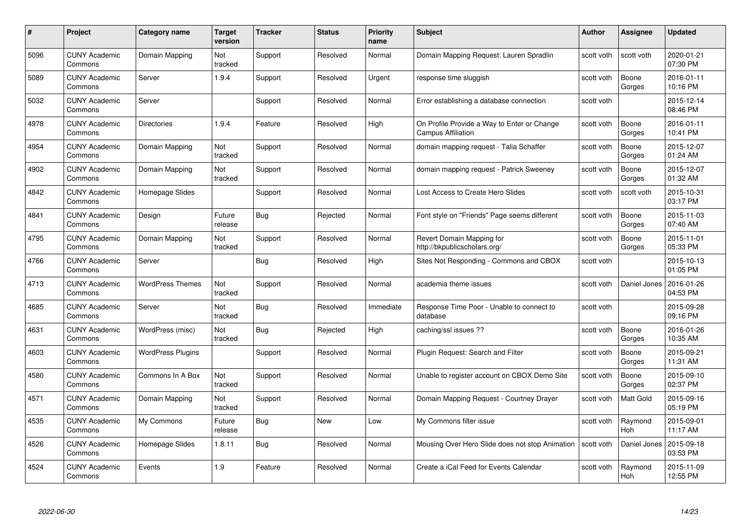| # | Project | Category name | Target version | Tracker | Status | Priority name | Subject | Author | Assignee | Updated |
|---|---|---|---|---|---|---|---|---|---|---|
| 5096 | CUNY Academic Commons | Domain Mapping | Not tracked | Support | Resolved | Normal | Domain Mapping Request: Lauren Spradlin | scott voth | scott voth | 2020-01-21 07:30 PM |
| 5089 | CUNY Academic Commons | Server | 1.9.4 | Support | Resolved | Urgent | response time sluggish | scott voth | Boone Gorges | 2016-01-11 10:16 PM |
| 5032 | CUNY Academic Commons | Server | | Support | Resolved | Normal | Error establishing a database connection | scott voth | | 2015-12-14 08:46 PM |
| 4978 | CUNY Academic Commons | Directories | 1.9.4 | Feature | Resolved | High | On Profile Provide a Way to Enter or Change Campus Affiliation | scott voth | Boone Gorges | 2016-01-11 10:41 PM |
| 4954 | CUNY Academic Commons | Domain Mapping | Not tracked | Support | Resolved | Normal | domain mapping request - Talia Schaffer | scott voth | Boone Gorges | 2015-12-07 01:24 AM |
| 4902 | CUNY Academic Commons | Domain Mapping | Not tracked | Support | Resolved | Normal | domain mapping request - Patrick Sweeney | scott voth | Boone Gorges | 2015-12-07 01:32 AM |
| 4842 | CUNY Academic Commons | Homepage Slides | | Support | Resolved | Normal | Lost Access to Create Hero Slides | scott voth | scott voth | 2015-10-31 03:17 PM |
| 4841 | CUNY Academic Commons | Design | Future release | Bug | Rejected | Normal | Font style on "Friends" Page seems different | scott voth | Boone Gorges | 2015-11-03 07:40 AM |
| 4795 | CUNY Academic Commons | Domain Mapping | Not tracked | Support | Resolved | Normal | Revert Domain Mapping for http://bkpublicscholars.org/ | scott voth | Boone Gorges | 2015-11-01 05:33 PM |
| 4766 | CUNY Academic Commons | Server | | Bug | Resolved | High | Sites Not Responding - Commons and CBOX | scott voth | | 2015-10-13 01:05 PM |
| 4713 | CUNY Academic Commons | WordPress Themes | Not tracked | Support | Resolved | Normal | academia theme issues | scott voth | Daniel Jones | 2016-01-26 04:53 PM |
| 4685 | CUNY Academic Commons | Server | Not tracked | Bug | Resolved | Immediate | Response Time Poor - Unable to connect to database | scott voth | | 2015-09-28 09:16 PM |
| 4631 | CUNY Academic Commons | WordPress (misc) | Not tracked | Bug | Rejected | High | caching/ssl issues ?? | scott voth | Boone Gorges | 2016-01-26 10:35 AM |
| 4603 | CUNY Academic Commons | WordPress Plugins | | Support | Resolved | Normal | Plugin Request: Search and Filter | scott voth | Boone Gorges | 2015-09-21 11:31 AM |
| 4580 | CUNY Academic Commons | Commons In A Box | Not tracked | Support | Resolved | Normal | Unable to register account on CBOX Demo Site | scott voth | Boone Gorges | 2015-09-10 02:37 PM |
| 4571 | CUNY Academic Commons | Domain Mapping | Not tracked | Support | Resolved | Normal | Domain Mapping Request - Courtney Drayer | scott voth | Matt Gold | 2015-09-16 05:19 PM |
| 4535 | CUNY Academic Commons | My Commons | Future release | Bug | New | Low | My Commons filter issue | scott voth | Raymond Hoh | 2015-09-01 11:17 AM |
| 4526 | CUNY Academic Commons | Homepage Slides | 1.8.11 | Bug | Resolved | Normal | Mousing Over Hero Slide does not stop Animation | scott voth | Daniel Jones | 2015-09-18 03:53 PM |
| 4524 | CUNY Academic Commons | Events | 1.9 | Feature | Resolved | Normal | Create a iCal Feed for Events Calendar | scott voth | Raymond Hoh | 2015-11-09 12:55 PM |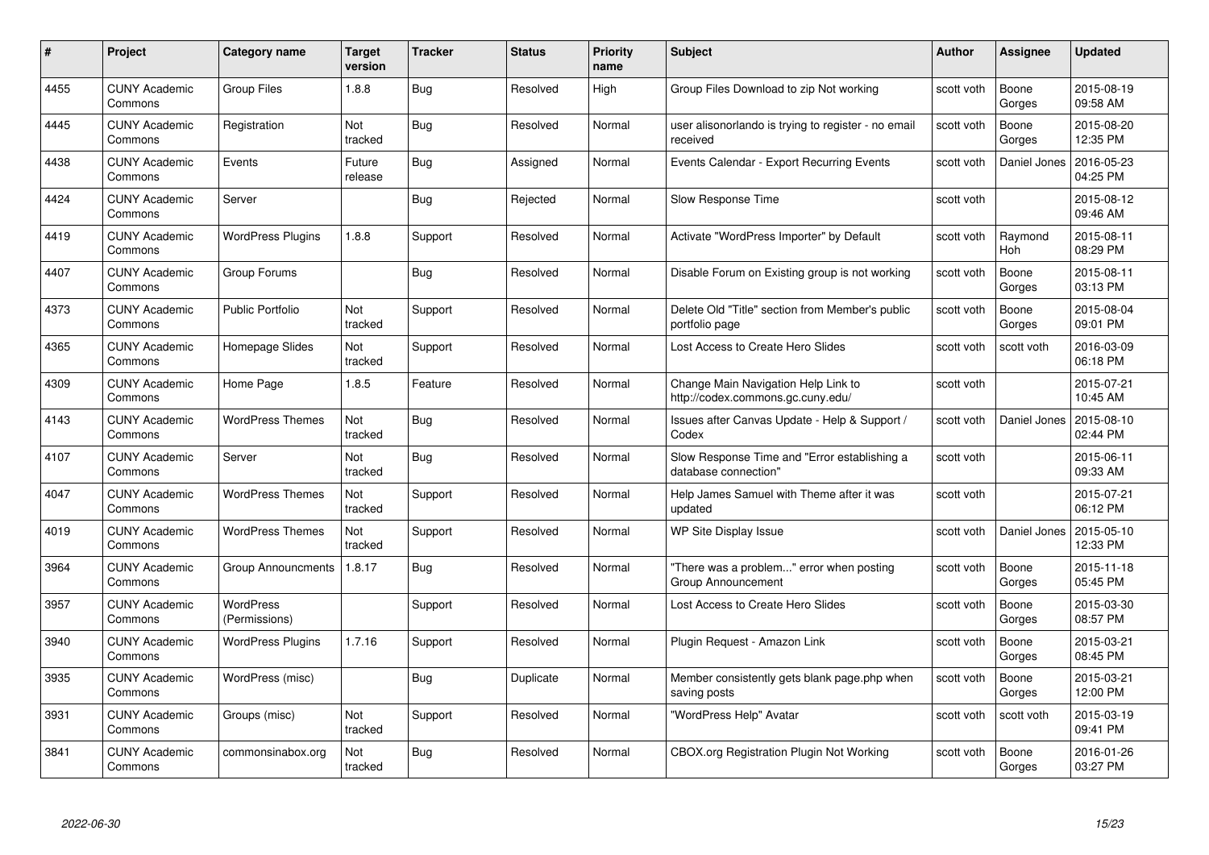| # | Project | Category name | Target version | Tracker | Status | Priority name | Subject | Author | Assignee | Updated |
|---|---|---|---|---|---|---|---|---|---|---|
| 4455 | CUNY Academic Commons | Group Files | 1.8.8 | Bug | Resolved | High | Group Files Download to zip Not working | scott voth | Boone Gorges | 2015-08-19 09:58 AM |
| 4445 | CUNY Academic Commons | Registration | Not tracked | Bug | Resolved | Normal | user alisonorlando is trying to register - no email received | scott voth | Boone Gorges | 2015-08-20 12:35 PM |
| 4438 | CUNY Academic Commons | Events | Future release | Bug | Assigned | Normal | Events Calendar - Export Recurring Events | scott voth | Daniel Jones | 2016-05-23 04:25 PM |
| 4424 | CUNY Academic Commons | Server | | Bug | Rejected | Normal | Slow Response Time | scott voth | | 2015-08-12 09:46 AM |
| 4419 | CUNY Academic Commons | WordPress Plugins | 1.8.8 | Support | Resolved | Normal | Activate "WordPress Importer" by Default | scott voth | Raymond Hoh | 2015-08-11 08:29 PM |
| 4407 | CUNY Academic Commons | Group Forums | | Bug | Resolved | Normal | Disable Forum on Existing group is not working | scott voth | Boone Gorges | 2015-08-11 03:13 PM |
| 4373 | CUNY Academic Commons | Public Portfolio | Not tracked | Support | Resolved | Normal | Delete Old "Title" section from Member's public portfolio page | scott voth | Boone Gorges | 2015-08-04 09:01 PM |
| 4365 | CUNY Academic Commons | Homepage Slides | Not tracked | Support | Resolved | Normal | Lost Access to Create Hero Slides | scott voth | scott voth | 2016-03-09 06:18 PM |
| 4309 | CUNY Academic Commons | Home Page | 1.8.5 | Feature | Resolved | Normal | Change Main Navigation Help Link to http://codex.commons.gc.cuny.edu/ | scott voth | | 2015-07-21 10:45 AM |
| 4143 | CUNY Academic Commons | WordPress Themes | Not tracked | Bug | Resolved | Normal | Issues after Canvas Update - Help & Support / Codex | scott voth | Daniel Jones | 2015-08-10 02:44 PM |
| 4107 | CUNY Academic Commons | Server | Not tracked | Bug | Resolved | Normal | Slow Response Time and "Error establishing a database connection" | scott voth | | 2015-06-11 09:33 AM |
| 4047 | CUNY Academic Commons | WordPress Themes | Not tracked | Support | Resolved | Normal | Help James Samuel with Theme after it was updated | scott voth | | 2015-07-21 06:12 PM |
| 4019 | CUNY Academic Commons | WordPress Themes | Not tracked | Support | Resolved | Normal | WP Site Display Issue | scott voth | Daniel Jones | 2015-05-10 12:33 PM |
| 3964 | CUNY Academic Commons | Group Announcments | 1.8.17 | Bug | Resolved | Normal | "There was a problem..." error when posting Group Announcement | scott voth | Boone Gorges | 2015-11-18 05:45 PM |
| 3957 | CUNY Academic Commons | WordPress (Permissions) | | Support | Resolved | Normal | Lost Access to Create Hero Slides | scott voth | Boone Gorges | 2015-03-30 08:57 PM |
| 3940 | CUNY Academic Commons | WordPress Plugins | 1.7.16 | Support | Resolved | Normal | Plugin Request - Amazon Link | scott voth | Boone Gorges | 2015-03-21 08:45 PM |
| 3935 | CUNY Academic Commons | WordPress (misc) | | Bug | Duplicate | Normal | Member consistently gets blank page.php when saving posts | scott voth | Boone Gorges | 2015-03-21 12:00 PM |
| 3931 | CUNY Academic Commons | Groups (misc) | Not tracked | Support | Resolved | Normal | "WordPress Help" Avatar | scott voth | scott voth | 2015-03-19 09:41 PM |
| 3841 | CUNY Academic Commons | commonsinabox.org | Not tracked | Bug | Resolved | Normal | CBOX.org Registration Plugin Not Working | scott voth | Boone Gorges | 2016-01-26 03:27 PM |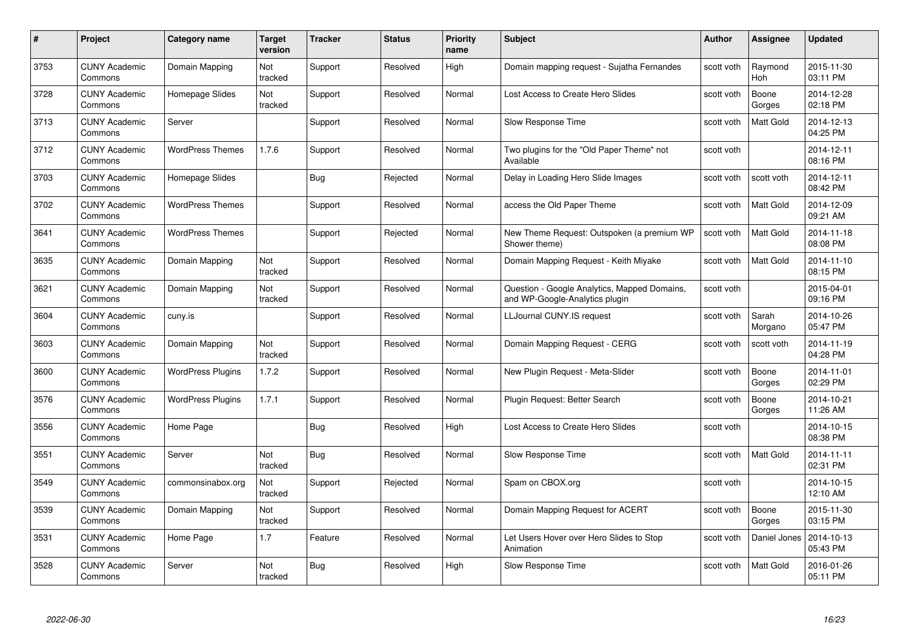| # | Project | Category name | Target version | Tracker | Status | Priority name | Subject | Author | Assignee | Updated |
|---|---|---|---|---|---|---|---|---|---|---|
| 3753 | CUNY Academic Commons | Domain Mapping | Not tracked | Support | Resolved | High | Domain mapping request - Sujatha Fernandes | scott voth | Raymond Hoh | 2015-11-30 03:11 PM |
| 3728 | CUNY Academic Commons | Homepage Slides | Not tracked | Support | Resolved | Normal | Lost Access to Create Hero Slides | scott voth | Boone Gorges | 2014-12-28 02:18 PM |
| 3713 | CUNY Academic Commons | Server | | Support | Resolved | Normal | Slow Response Time | scott voth | Matt Gold | 2014-12-13 04:25 PM |
| 3712 | CUNY Academic Commons | WordPress Themes | 1.7.6 | Support | Resolved | Normal | Two plugins for the "Old Paper Theme" not Available | scott voth | | 2014-12-11 08:16 PM |
| 3703 | CUNY Academic Commons | Homepage Slides | | Bug | Rejected | Normal | Delay in Loading Hero Slide Images | scott voth | scott voth | 2014-12-11 08:42 PM |
| 3702 | CUNY Academic Commons | WordPress Themes | | Support | Resolved | Normal | access the Old Paper Theme | scott voth | Matt Gold | 2014-12-09 09:21 AM |
| 3641 | CUNY Academic Commons | WordPress Themes | | Support | Rejected | Normal | New Theme Request: Outspoken (a premium WP Shower theme) | scott voth | Matt Gold | 2014-11-18 08:08 PM |
| 3635 | CUNY Academic Commons | Domain Mapping | Not tracked | Support | Resolved | Normal | Domain Mapping Request - Keith Miyake | scott voth | Matt Gold | 2014-11-10 08:15 PM |
| 3621 | CUNY Academic Commons | Domain Mapping | Not tracked | Support | Resolved | Normal | Question - Google Analytics, Mapped Domains, and WP-Google-Analytics plugin | scott voth | | 2015-04-01 09:16 PM |
| 3604 | CUNY Academic Commons | cuny.is | | Support | Resolved | Normal | LLJournal CUNY.IS request | scott voth | Sarah Morgano | 2014-10-26 05:47 PM |
| 3603 | CUNY Academic Commons | Domain Mapping | Not tracked | Support | Resolved | Normal | Domain Mapping Request - CERG | scott voth | scott voth | 2014-11-19 04:28 PM |
| 3600 | CUNY Academic Commons | WordPress Plugins | 1.7.2 | Support | Resolved | Normal | New Plugin Request - Meta-Slider | scott voth | Boone Gorges | 2014-11-01 02:29 PM |
| 3576 | CUNY Academic Commons | WordPress Plugins | 1.7.1 | Support | Resolved | Normal | Plugin Request: Better Search | scott voth | Boone Gorges | 2014-10-21 11:26 AM |
| 3556 | CUNY Academic Commons | Home Page | | Bug | Resolved | High | Lost Access to Create Hero Slides | scott voth | | 2014-10-15 08:38 PM |
| 3551 | CUNY Academic Commons | Server | Not tracked | Bug | Resolved | Normal | Slow Response Time | scott voth | Matt Gold | 2014-11-11 02:31 PM |
| 3549 | CUNY Academic Commons | commonsinabox.org | Not tracked | Support | Rejected | Normal | Spam on CBOX.org | scott voth | | 2014-10-15 12:10 AM |
| 3539 | CUNY Academic Commons | Domain Mapping | Not tracked | Support | Resolved | Normal | Domain Mapping Request for ACERT | scott voth | Boone Gorges | 2015-11-30 03:15 PM |
| 3531 | CUNY Academic Commons | Home Page | 1.7 | Feature | Resolved | Normal | Let Users Hover over Hero Slides to Stop Animation | scott voth | Daniel Jones | 2014-10-13 05:43 PM |
| 3528 | CUNY Academic Commons | Server | Not tracked | Bug | Resolved | High | Slow Response Time | scott voth | Matt Gold | 2016-01-26 05:11 PM |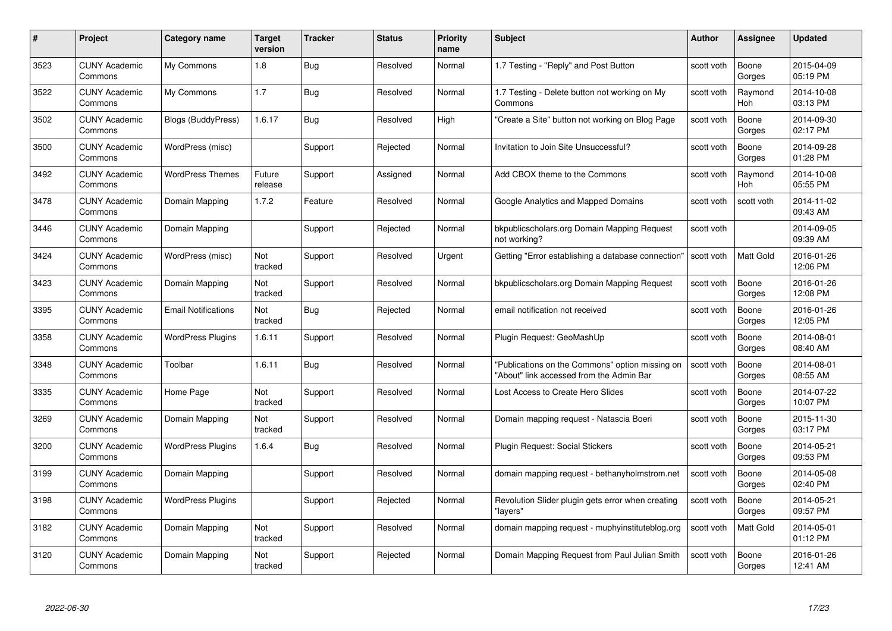| # | Project | Category name | Target version | Tracker | Status | Priority name | Subject | Author | Assignee | Updated |
|---|---|---|---|---|---|---|---|---|---|---|
| 3523 | CUNY Academic Commons | My Commons | 1.8 | Bug | Resolved | Normal | 1.7 Testing - "Reply" and Post Button | scott voth | Boone Gorges | 2015-04-09 05:19 PM |
| 3522 | CUNY Academic Commons | My Commons | 1.7 | Bug | Resolved | Normal | 1.7 Testing - Delete button not working on My Commons | scott voth | Raymond Hoh | 2014-10-08 03:13 PM |
| 3502 | CUNY Academic Commons | Blogs (BuddyPress) | 1.6.17 | Bug | Resolved | High | "Create a Site" button not working on Blog Page | scott voth | Boone Gorges | 2014-09-30 02:17 PM |
| 3500 | CUNY Academic Commons | WordPress (misc) | | Support | Rejected | Normal | Invitation to Join Site Unsuccessful? | scott voth | Boone Gorges | 2014-09-28 01:28 PM |
| 3492 | CUNY Academic Commons | WordPress Themes | Future release | Support | Assigned | Normal | Add CBOX theme to the Commons | scott voth | Raymond Hoh | 2014-10-08 05:55 PM |
| 3478 | CUNY Academic Commons | Domain Mapping | 1.7.2 | Feature | Resolved | Normal | Google Analytics and Mapped Domains | scott voth | scott voth | 2014-11-02 09:43 AM |
| 3446 | CUNY Academic Commons | Domain Mapping | | Support | Rejected | Normal | bkpublicscholars.org Domain Mapping Request not working? | scott voth | | 2014-09-05 09:39 AM |
| 3424 | CUNY Academic Commons | WordPress (misc) | Not tracked | Support | Resolved | Urgent | Getting "Error establishing a database connection" | scott voth | Matt Gold | 2016-01-26 12:06 PM |
| 3423 | CUNY Academic Commons | Domain Mapping | Not tracked | Support | Resolved | Normal | bkpublicscholars.org Domain Mapping Request | scott voth | Boone Gorges | 2016-01-26 12:08 PM |
| 3395 | CUNY Academic Commons | Email Notifications | Not tracked | Bug | Rejected | Normal | email notification not received | scott voth | Boone Gorges | 2016-01-26 12:05 PM |
| 3358 | CUNY Academic Commons | WordPress Plugins | 1.6.11 | Support | Resolved | Normal | Plugin Request: GeoMashUp | scott voth | Boone Gorges | 2014-08-01 08:40 AM |
| 3348 | CUNY Academic Commons | Toolbar | 1.6.11 | Bug | Resolved | Normal | "Publications on the Commons" option missing on "About" link accessed from the Admin Bar | scott voth | Boone Gorges | 2014-08-01 08:55 AM |
| 3335 | CUNY Academic Commons | Home Page | Not tracked | Support | Resolved | Normal | Lost Access to Create Hero Slides | scott voth | Boone Gorges | 2014-07-22 10:07 PM |
| 3269 | CUNY Academic Commons | Domain Mapping | Not tracked | Support | Resolved | Normal | Domain mapping request - Natascia Boeri | scott voth | Boone Gorges | 2015-11-30 03:17 PM |
| 3200 | CUNY Academic Commons | WordPress Plugins | 1.6.4 | Bug | Resolved | Normal | Plugin Request: Social Stickers | scott voth | Boone Gorges | 2014-05-21 09:53 PM |
| 3199 | CUNY Academic Commons | Domain Mapping | | Support | Resolved | Normal | domain mapping request - bethanyholmstrom.net | scott voth | Boone Gorges | 2014-05-08 02:40 PM |
| 3198 | CUNY Academic Commons | WordPress Plugins | | Support | Rejected | Normal | Revolution Slider plugin gets error when creating "layers" | scott voth | Boone Gorges | 2014-05-21 09:57 PM |
| 3182 | CUNY Academic Commons | Domain Mapping | Not tracked | Support | Resolved | Normal | domain mapping request - muphyinstituteblog.org | scott voth | Matt Gold | 2014-05-01 01:12 PM |
| 3120 | CUNY Academic Commons | Domain Mapping | Not tracked | Support | Rejected | Normal | Domain Mapping Request from Paul Julian Smith | scott voth | Boone Gorges | 2016-01-26 12:41 AM |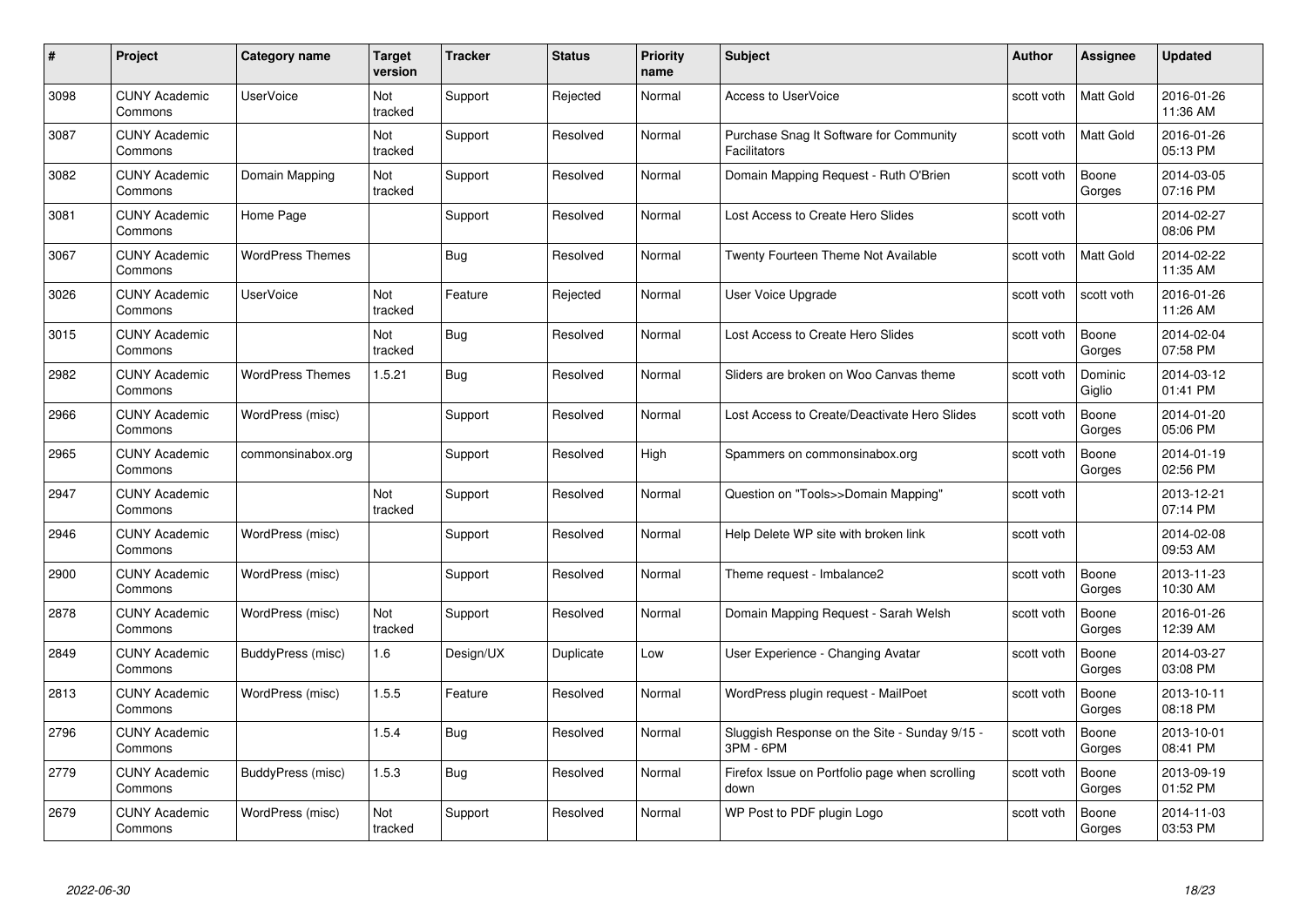| # | Project | Category name | Target version | Tracker | Status | Priority name | Subject | Author | Assignee | Updated |
|---|---|---|---|---|---|---|---|---|---|---|
| 3098 | CUNY Academic Commons | UserVoice | Not tracked | Support | Rejected | Normal | Access to UserVoice | scott voth | Matt Gold | 2016-01-26 11:36 AM |
| 3087 | CUNY Academic Commons | | Not tracked | Support | Resolved | Normal | Purchase Snag It Software for Community Facilitators | scott voth | Matt Gold | 2016-01-26 05:13 PM |
| 3082 | CUNY Academic Commons | Domain Mapping | Not tracked | Support | Resolved | Normal | Domain Mapping Request - Ruth O'Brien | scott voth | Boone Gorges | 2014-03-05 07:16 PM |
| 3081 | CUNY Academic Commons | Home Page | | Support | Resolved | Normal | Lost Access to Create Hero Slides | scott voth | | 2014-02-27 08:06 PM |
| 3067 | CUNY Academic Commons | WordPress Themes | | Bug | Resolved | Normal | Twenty Fourteen Theme Not Available | scott voth | Matt Gold | 2014-02-22 11:35 AM |
| 3026 | CUNY Academic Commons | UserVoice | Not tracked | Feature | Rejected | Normal | User Voice Upgrade | scott voth | scott voth | 2016-01-26 11:26 AM |
| 3015 | CUNY Academic Commons | | Not tracked | Bug | Resolved | Normal | Lost Access to Create Hero Slides | scott voth | Boone Gorges | 2014-02-04 07:58 PM |
| 2982 | CUNY Academic Commons | WordPress Themes | 1.5.21 | Bug | Resolved | Normal | Sliders are broken on Woo Canvas theme | scott voth | Dominic Giglio | 2014-03-12 01:41 PM |
| 2966 | CUNY Academic Commons | WordPress (misc) | | Support | Resolved | Normal | Lost Access to Create/Deactivate Hero Slides | scott voth | Boone Gorges | 2014-01-20 05:06 PM |
| 2965 | CUNY Academic Commons | commonsinabox.org | | Support | Resolved | High | Spammers on commonsinabox.org | scott voth | Boone Gorges | 2014-01-19 02:56 PM |
| 2947 | CUNY Academic Commons | | Not tracked | Support | Resolved | Normal | Question on "Tools>>Domain Mapping" | scott voth | | 2013-12-21 07:14 PM |
| 2946 | CUNY Academic Commons | WordPress (misc) | | Support | Resolved | Normal | Help Delete WP site with broken link | scott voth | | 2014-02-08 09:53 AM |
| 2900 | CUNY Academic Commons | WordPress (misc) | | Support | Resolved | Normal | Theme request - Imbalance2 | scott voth | Boone Gorges | 2013-11-23 10:30 AM |
| 2878 | CUNY Academic Commons | WordPress (misc) | Not tracked | Support | Resolved | Normal | Domain Mapping Request - Sarah Welsh | scott voth | Boone Gorges | 2016-01-26 12:39 AM |
| 2849 | CUNY Academic Commons | BuddyPress (misc) | 1.6 | Design/UX | Duplicate | Low | User Experience - Changing Avatar | scott voth | Boone Gorges | 2014-03-27 03:08 PM |
| 2813 | CUNY Academic Commons | WordPress (misc) | 1.5.5 | Feature | Resolved | Normal | WordPress plugin request - MailPoet | scott voth | Boone Gorges | 2013-10-11 08:18 PM |
| 2796 | CUNY Academic Commons | | 1.5.4 | Bug | Resolved | Normal | Sluggish Response on the Site - Sunday 9/15 - 3PM - 6PM | scott voth | Boone Gorges | 2013-10-01 08:41 PM |
| 2779 | CUNY Academic Commons | BuddyPress (misc) | 1.5.3 | Bug | Resolved | Normal | Firefox Issue on Portfolio page when scrolling down | scott voth | Boone Gorges | 2013-09-19 01:52 PM |
| 2679 | CUNY Academic Commons | WordPress (misc) | Not tracked | Support | Resolved | Normal | WP Post to PDF plugin Logo | scott voth | Boone Gorges | 2014-11-03 03:53 PM |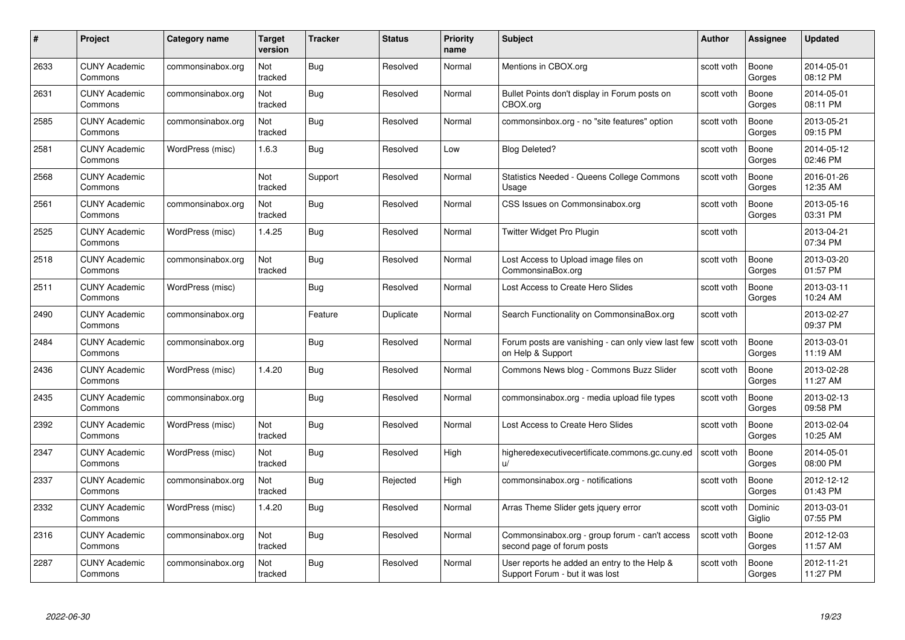| # | Project | Category name | Target version | Tracker | Status | Priority name | Subject | Author | Assignee | Updated |
|---|---|---|---|---|---|---|---|---|---|---|
| 2633 | CUNY Academic Commons | commonsinabox.org | Not tracked | Bug | Resolved | Normal | Mentions in CBOX.org | scott voth | Boone Gorges | 2014-05-01 08:12 PM |
| 2631 | CUNY Academic Commons | commonsinabox.org | Not tracked | Bug | Resolved | Normal | Bullet Points don't display in Forum posts on CBOX.org | scott voth | Boone Gorges | 2014-05-01 08:11 PM |
| 2585 | CUNY Academic Commons | commonsinabox.org | Not tracked | Bug | Resolved | Normal | commonsinbox.org - no "site features" option | scott voth | Boone Gorges | 2013-05-21 09:15 PM |
| 2581 | CUNY Academic Commons | WordPress (misc) | 1.6.3 | Bug | Resolved | Low | Blog Deleted? | scott voth | Boone Gorges | 2014-05-12 02:46 PM |
| 2568 | CUNY Academic Commons | | Not tracked | Support | Resolved | Normal | Statistics Needed - Queens College Commons Usage | scott voth | Boone Gorges | 2016-01-26 12:35 AM |
| 2561 | CUNY Academic Commons | commonsinabox.org | Not tracked | Bug | Resolved | Normal | CSS Issues on Commonsinabox.org | scott voth | Boone Gorges | 2013-05-16 03:31 PM |
| 2525 | CUNY Academic Commons | WordPress (misc) | 1.4.25 | Bug | Resolved | Normal | Twitter Widget Pro Plugin | scott voth | | 2013-04-21 07:34 PM |
| 2518 | CUNY Academic Commons | commonsinabox.org | Not tracked | Bug | Resolved | Normal | Lost Access to Upload image files on CommonsinaBox.org | scott voth | Boone Gorges | 2013-03-20 01:57 PM |
| 2511 | CUNY Academic Commons | WordPress (misc) | | Bug | Resolved | Normal | Lost Access to Create Hero Slides | scott voth | Boone Gorges | 2013-03-11 10:24 AM |
| 2490 | CUNY Academic Commons | commonsinabox.org | | Feature | Duplicate | Normal | Search Functionality on CommonsinaBox.org | scott voth | | 2013-02-27 09:37 PM |
| 2484 | CUNY Academic Commons | commonsinabox.org | | Bug | Resolved | Normal | Forum posts are vanishing - can only view last few on Help & Support | scott voth | Boone Gorges | 2013-03-01 11:19 AM |
| 2436 | CUNY Academic Commons | WordPress (misc) | 1.4.20 | Bug | Resolved | Normal | Commons News blog - Commons Buzz Slider | scott voth | Boone Gorges | 2013-02-28 11:27 AM |
| 2435 | CUNY Academic Commons | commonsinabox.org | | Bug | Resolved | Normal | commonsinabox.org - media upload file types | scott voth | Boone Gorges | 2013-02-13 09:58 PM |
| 2392 | CUNY Academic Commons | WordPress (misc) | Not tracked | Bug | Resolved | Normal | Lost Access to Create Hero Slides | scott voth | Boone Gorges | 2013-02-04 10:25 AM |
| 2347 | CUNY Academic Commons | WordPress (misc) | Not tracked | Bug | Resolved | High | higheredexecutivecertificate.commons.gc.cuny.edu/ | scott voth | Boone Gorges | 2014-05-01 08:00 PM |
| 2337 | CUNY Academic Commons | commonsinabox.org | Not tracked | Bug | Rejected | High | commonsinabox.org - notifications | scott voth | Boone Gorges | 2012-12-12 01:43 PM |
| 2332 | CUNY Academic Commons | WordPress (misc) | 1.4.20 | Bug | Resolved | Normal | Arras Theme Slider gets jquery error | scott voth | Dominic Giglio | 2013-03-01 07:55 PM |
| 2316 | CUNY Academic Commons | commonsinabox.org | Not tracked | Bug | Resolved | Normal | Commonsinabox.org - group forum - can't access second page of forum posts | scott voth | Boone Gorges | 2012-12-03 11:57 AM |
| 2287 | CUNY Academic Commons | commonsinabox.org | Not tracked | Bug | Resolved | Normal | User reports he added an entry to the Help & Support Forum - but it was lost | scott voth | Boone Gorges | 2012-11-21 11:27 PM |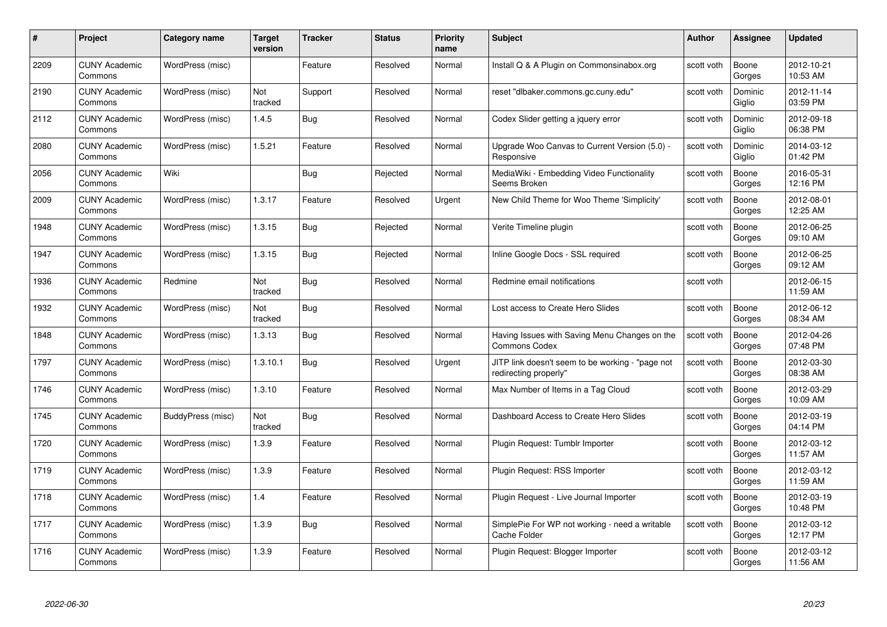| # | Project | Category name | Target version | Tracker | Status | Priority name | Subject | Author | Assignee | Updated |
|---|---|---|---|---|---|---|---|---|---|---|
| 2209 | CUNY Academic Commons | WordPress (misc) | | Feature | Resolved | Normal | Install Q & A Plugin on Commonsinabox.org | scott voth | Boone Gorges | 2012-10-21 10:53 AM |
| 2190 | CUNY Academic Commons | WordPress (misc) | Not tracked | Support | Resolved | Normal | reset "dlbaker.commons.gc.cuny.edu" | scott voth | Dominic Giglio | 2012-11-14 03:59 PM |
| 2112 | CUNY Academic Commons | WordPress (misc) | 1.4.5 | Bug | Resolved | Normal | Codex Slider getting a jquery error | scott voth | Dominic Giglio | 2012-09-18 06:38 PM |
| 2080 | CUNY Academic Commons | WordPress (misc) | 1.5.21 | Feature | Resolved | Normal | Upgrade Woo Canvas to Current Version (5.0) - Responsive | scott voth | Dominic Giglio | 2014-03-12 01:42 PM |
| 2056 | CUNY Academic Commons | Wiki | | Bug | Rejected | Normal | MediaWiki - Embedding Video Functionality Seems Broken | scott voth | Boone Gorges | 2016-05-31 12:16 PM |
| 2009 | CUNY Academic Commons | WordPress (misc) | 1.3.17 | Feature | Resolved | Urgent | New Child Theme for Woo Theme 'Simplicity' | scott voth | Boone Gorges | 2012-08-01 12:25 AM |
| 1948 | CUNY Academic Commons | WordPress (misc) | 1.3.15 | Bug | Rejected | Normal | Verite Timeline plugin | scott voth | Boone Gorges | 2012-06-25 09:10 AM |
| 1947 | CUNY Academic Commons | WordPress (misc) | 1.3.15 | Bug | Rejected | Normal | Inline Google Docs - SSL required | scott voth | Boone Gorges | 2012-06-25 09:12 AM |
| 1936 | CUNY Academic Commons | Redmine | Not tracked | Bug | Resolved | Normal | Redmine email notifications | scott voth | | 2012-06-15 11:59 AM |
| 1932 | CUNY Academic Commons | WordPress (misc) | Not tracked | Bug | Resolved | Normal | Lost access to Create Hero Slides | scott voth | Boone Gorges | 2012-06-12 08:34 AM |
| 1848 | CUNY Academic Commons | WordPress (misc) | 1.3.13 | Bug | Resolved | Normal | Having Issues with Saving Menu Changes on the Commons Codex | scott voth | Boone Gorges | 2012-04-26 07:48 PM |
| 1797 | CUNY Academic Commons | WordPress (misc) | 1.3.10.1 | Bug | Resolved | Urgent | JITP link doesn't seem to be working - "page not redirecting properly" | scott voth | Boone Gorges | 2012-03-30 08:38 AM |
| 1746 | CUNY Academic Commons | WordPress (misc) | 1.3.10 | Feature | Resolved | Normal | Max Number of Items in a Tag Cloud | scott voth | Boone Gorges | 2012-03-29 10:09 AM |
| 1745 | CUNY Academic Commons | BuddyPress (misc) | Not tracked | Bug | Resolved | Normal | Dashboard Access to Create Hero Slides | scott voth | Boone Gorges | 2012-03-19 04:14 PM |
| 1720 | CUNY Academic Commons | WordPress (misc) | 1.3.9 | Feature | Resolved | Normal | Plugin Request: Tumblr Importer | scott voth | Boone Gorges | 2012-03-12 11:57 AM |
| 1719 | CUNY Academic Commons | WordPress (misc) | 1.3.9 | Feature | Resolved | Normal | Plugin Request: RSS Importer | scott voth | Boone Gorges | 2012-03-12 11:59 AM |
| 1718 | CUNY Academic Commons | WordPress (misc) | 1.4 | Feature | Resolved | Normal | Plugin Request - Live Journal Importer | scott voth | Boone Gorges | 2012-03-19 10:48 PM |
| 1717 | CUNY Academic Commons | WordPress (misc) | 1.3.9 | Bug | Resolved | Normal | SimplePie For WP not working - need a writable Cache Folder | scott voth | Boone Gorges | 2012-03-12 12:17 PM |
| 1716 | CUNY Academic Commons | WordPress (misc) | 1.3.9 | Feature | Resolved | Normal | Plugin Request: Blogger Importer | scott voth | Boone Gorges | 2012-03-12 11:56 AM |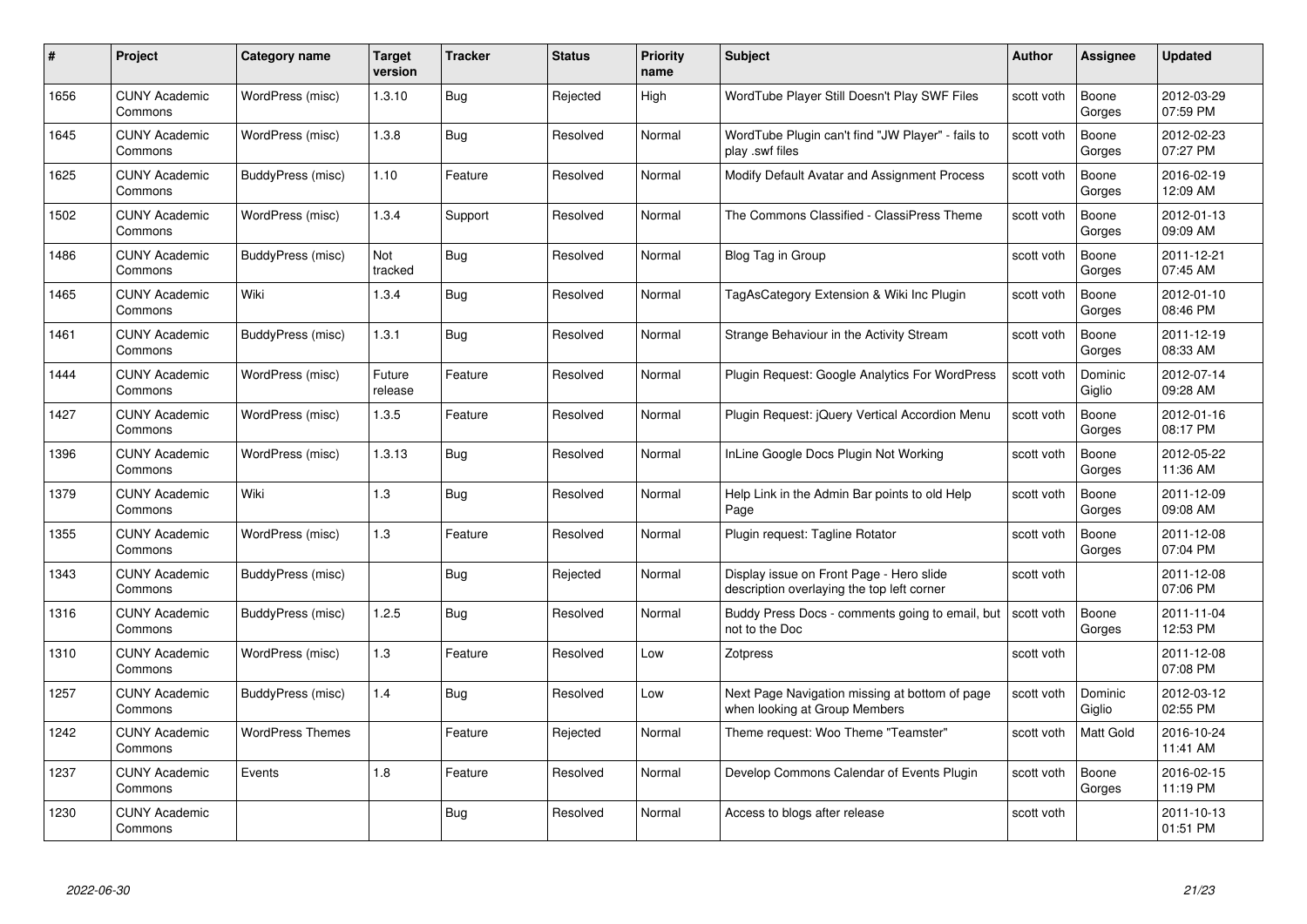| # | Project | Category name | Target version | Tracker | Status | Priority name | Subject | Author | Assignee | Updated |
|---|---|---|---|---|---|---|---|---|---|---|
| 1656 | CUNY Academic Commons | WordPress (misc) | 1.3.10 | Bug | Rejected | High | WordTube Player Still Doesn't Play SWF Files | scott voth | Boone Gorges | 2012-03-29 07:59 PM |
| 1645 | CUNY Academic Commons | WordPress (misc) | 1.3.8 | Bug | Resolved | Normal | WordTube Plugin can't find "JW Player" - fails to play .swf files | scott voth | Boone Gorges | 2012-02-23 07:27 PM |
| 1625 | CUNY Academic Commons | BuddyPress (misc) | 1.10 | Feature | Resolved | Normal | Modify Default Avatar and Assignment Process | scott voth | Boone Gorges | 2016-02-19 12:09 AM |
| 1502 | CUNY Academic Commons | WordPress (misc) | 1.3.4 | Support | Resolved | Normal | The Commons Classified - ClassiPress Theme | scott voth | Boone Gorges | 2012-01-13 09:09 AM |
| 1486 | CUNY Academic Commons | BuddyPress (misc) | Not tracked | Bug | Resolved | Normal | Blog Tag in Group | scott voth | Boone Gorges | 2011-12-21 07:45 AM |
| 1465 | CUNY Academic Commons | Wiki | 1.3.4 | Bug | Resolved | Normal | TagAsCategory Extension & Wiki Inc Plugin | scott voth | Boone Gorges | 2012-01-10 08:46 PM |
| 1461 | CUNY Academic Commons | BuddyPress (misc) | 1.3.1 | Bug | Resolved | Normal | Strange Behaviour in the Activity Stream | scott voth | Boone Gorges | 2011-12-19 08:33 AM |
| 1444 | CUNY Academic Commons | WordPress (misc) | Future release | Feature | Resolved | Normal | Plugin Request: Google Analytics For WordPress | scott voth | Dominic Giglio | 2012-07-14 09:28 AM |
| 1427 | CUNY Academic Commons | WordPress (misc) | 1.3.5 | Feature | Resolved | Normal | Plugin Request: jQuery Vertical Accordion Menu | scott voth | Boone Gorges | 2012-01-16 08:17 PM |
| 1396 | CUNY Academic Commons | WordPress (misc) | 1.3.13 | Bug | Resolved | Normal | InLine Google Docs Plugin Not Working | scott voth | Boone Gorges | 2012-05-22 11:36 AM |
| 1379 | CUNY Academic Commons | Wiki | 1.3 | Bug | Resolved | Normal | Help Link in the Admin Bar points to old Help Page | scott voth | Boone Gorges | 2011-12-09 09:08 AM |
| 1355 | CUNY Academic Commons | WordPress (misc) | 1.3 | Feature | Resolved | Normal | Plugin request: Tagline Rotator | scott voth | Boone Gorges | 2011-12-08 07:04 PM |
| 1343 | CUNY Academic Commons | BuddyPress (misc) | | Bug | Rejected | Normal | Display issue on Front Page - Hero slide description overlaying the top left corner | scott voth | | 2011-12-08 07:06 PM |
| 1316 | CUNY Academic Commons | BuddyPress (misc) | 1.2.5 | Bug | Resolved | Normal | Buddy Press Docs - comments going to email, but not to the Doc | scott voth | Boone Gorges | 2011-11-04 12:53 PM |
| 1310 | CUNY Academic Commons | WordPress (misc) | 1.3 | Feature | Resolved | Low | Zotpress | scott voth | | 2011-12-08 07:08 PM |
| 1257 | CUNY Academic Commons | BuddyPress (misc) | 1.4 | Bug | Resolved | Low | Next Page Navigation missing at bottom of page when looking at Group Members | scott voth | Dominic Giglio | 2012-03-12 02:55 PM |
| 1242 | CUNY Academic Commons | WordPress Themes | | Feature | Rejected | Normal | Theme request: Woo Theme "Teamster" | scott voth | Matt Gold | 2016-10-24 11:41 AM |
| 1237 | CUNY Academic Commons | Events | 1.8 | Feature | Resolved | Normal | Develop Commons Calendar of Events Plugin | scott voth | Boone Gorges | 2016-02-15 11:19 PM |
| 1230 | CUNY Academic Commons | | | Bug | Resolved | Normal | Access to blogs after release | scott voth | | 2011-10-13 01:51 PM |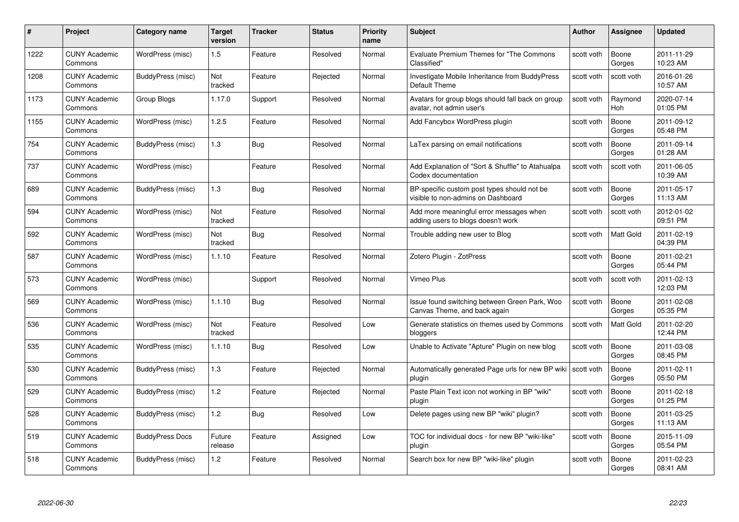| # | Project | Category name | Target version | Tracker | Status | Priority name | Subject | Author | Assignee | Updated |
|---|---|---|---|---|---|---|---|---|---|---|
| 1222 | CUNY Academic Commons | WordPress (misc) | 1.5 | Feature | Resolved | Normal | Evaluate Premium Themes for "The Commons Classified" | scott voth | Boone Gorges | 2011-11-29 10:23 AM |
| 1208 | CUNY Academic Commons | BuddyPress (misc) | Not tracked | Feature | Rejected | Normal | Investigate Mobile Inheritance from BuddyPress Default Theme | scott voth | scott voth | 2016-01-26 10:57 AM |
| 1173 | CUNY Academic Commons | Group Blogs | 1.17.0 | Support | Resolved | Normal | Avatars for group blogs should fall back on group avatar, not admin user's | scott voth | Raymond Hoh | 2020-07-14 01:05 PM |
| 1155 | CUNY Academic Commons | WordPress (misc) | 1.2.5 | Feature | Resolved | Normal | Add Fancybox WordPress plugin | scott voth | Boone Gorges | 2011-09-12 05:48 PM |
| 754 | CUNY Academic Commons | BuddyPress (misc) | 1.3 | Bug | Resolved | Normal | LaTex parsing on email notifications | scott voth | Boone Gorges | 2011-09-14 01:28 AM |
| 737 | CUNY Academic Commons | WordPress (misc) | | Feature | Resolved | Normal | Add Explanation of "Sort & Shuffle" to Atahualpa Codex documentation | scott voth | scott voth | 2011-06-05 10:39 AM |
| 689 | CUNY Academic Commons | BuddyPress (misc) | 1.3 | Bug | Resolved | Normal | BP-specific custom post types should not be visible to non-admins on Dashboard | scott voth | Boone Gorges | 2011-05-17 11:13 AM |
| 594 | CUNY Academic Commons | WordPress (misc) | Not tracked | Feature | Resolved | Normal | Add more meaningful error messages when adding users to blogs doesn't work | scott voth | scott voth | 2012-01-02 09:51 PM |
| 592 | CUNY Academic Commons | WordPress (misc) | Not tracked | Bug | Resolved | Normal | Trouble adding new user to Blog | scott voth | Matt Gold | 2011-02-19 04:39 PM |
| 587 | CUNY Academic Commons | WordPress (misc) | 1.1.10 | Feature | Resolved | Normal | Zotero Plugin - ZotPress | scott voth | Boone Gorges | 2011-02-21 05:44 PM |
| 573 | CUNY Academic Commons | WordPress (misc) | | Support | Resolved | Normal | Vimeo Plus | scott voth | scott voth | 2011-02-13 12:03 PM |
| 569 | CUNY Academic Commons | WordPress (misc) | 1.1.10 | Bug | Resolved | Normal | Issue found switching between Green Park, Woo Canvas Theme, and back again | scott voth | Boone Gorges | 2011-02-08 05:35 PM |
| 536 | CUNY Academic Commons | WordPress (misc) | Not tracked | Feature | Resolved | Low | Generate statistics on themes used by Commons bloggers | scott voth | Matt Gold | 2011-02-20 12:44 PM |
| 535 | CUNY Academic Commons | WordPress (misc) | 1.1.10 | Bug | Resolved | Low | Unable to Activate "Apture" Plugin on new blog | scott voth | Boone Gorges | 2011-03-08 08:45 PM |
| 530 | CUNY Academic Commons | BuddyPress (misc) | 1.3 | Feature | Rejected | Normal | Automatically generated Page urls for new BP wiki plugin | scott voth | Boone Gorges | 2011-02-11 05:50 PM |
| 529 | CUNY Academic Commons | BuddyPress (misc) | 1.2 | Feature | Rejected | Normal | Paste Plain Text icon not working in BP "wiki" plugin | scott voth | Boone Gorges | 2011-02-18 01:25 PM |
| 528 | CUNY Academic Commons | BuddyPress (misc) | 1.2 | Bug | Resolved | Low | Delete pages using new BP "wiki" plugin? | scott voth | Boone Gorges | 2011-03-25 11:13 AM |
| 519 | CUNY Academic Commons | BuddyPress Docs | Future release | Feature | Assigned | Low | TOC for individual docs - for new BP "wiki-like" plugin | scott voth | Boone Gorges | 2015-11-09 05:54 PM |
| 518 | CUNY Academic Commons | BuddyPress (misc) | 1.2 | Feature | Resolved | Normal | Search box for new BP "wiki-like" plugin | scott voth | Boone Gorges | 2011-02-23 08:41 AM |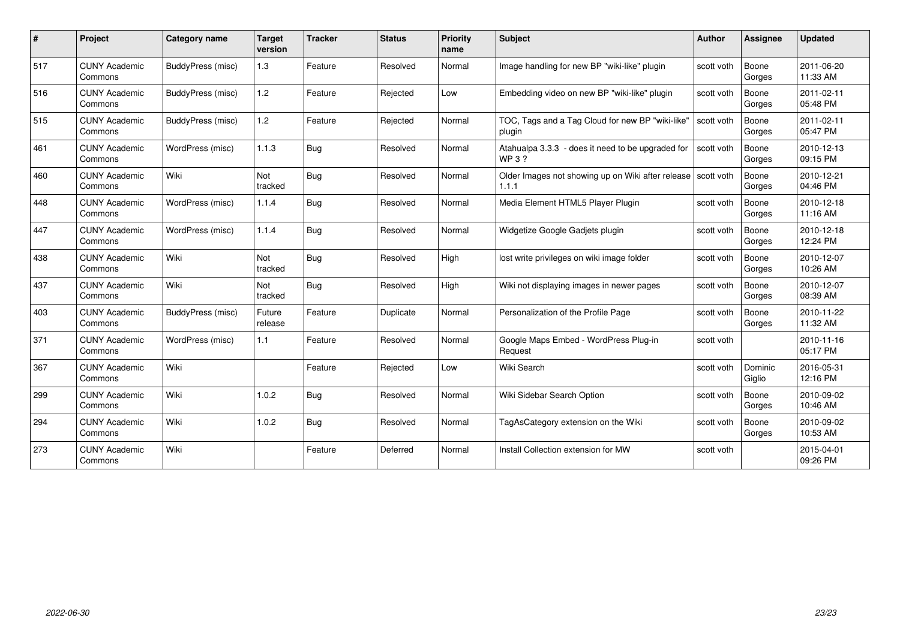| # | Project | Category name | Target version | Tracker | Status | Priority name | Subject | Author | Assignee | Updated |
|---|---|---|---|---|---|---|---|---|---|---|
| 517 | CUNY Academic Commons | BuddyPress (misc) | 1.3 | Feature | Resolved | Normal | Image handling for new BP "wiki-like" plugin | scott voth | Boone Gorges | 2011-06-20 11:33 AM |
| 516 | CUNY Academic Commons | BuddyPress (misc) | 1.2 | Feature | Rejected | Low | Embedding video on new BP "wiki-like" plugin | scott voth | Boone Gorges | 2011-02-11 05:48 PM |
| 515 | CUNY Academic Commons | BuddyPress (misc) | 1.2 | Feature | Rejected | Normal | TOC, Tags and a Tag Cloud for new BP "wiki-like" plugin | scott voth | Boone Gorges | 2011-02-11 05:47 PM |
| 461 | CUNY Academic Commons | WordPress (misc) | 1.1.3 | Bug | Resolved | Normal | Atahualpa 3.3.3 - does it need to be upgraded for WP 3 ? | scott voth | Boone Gorges | 2010-12-13 09:15 PM |
| 460 | CUNY Academic Commons | Wiki | Not tracked | Bug | Resolved | Normal | Older Images not showing up on Wiki after release 1.1.1 | scott voth | Boone Gorges | 2010-12-21 04:46 PM |
| 448 | CUNY Academic Commons | WordPress (misc) | 1.1.4 | Bug | Resolved | Normal | Media Element HTML5 Player Plugin | scott voth | Boone Gorges | 2010-12-18 11:16 AM |
| 447 | CUNY Academic Commons | WordPress (misc) | 1.1.4 | Bug | Resolved | Normal | Widgetize Google Gadjets plugin | scott voth | Boone Gorges | 2010-12-18 12:24 PM |
| 438 | CUNY Academic Commons | Wiki | Not tracked | Bug | Resolved | High | lost write privileges on wiki image folder | scott voth | Boone Gorges | 2010-12-07 10:26 AM |
| 437 | CUNY Academic Commons | Wiki | Not tracked | Bug | Resolved | High | Wiki not displaying images in newer pages | scott voth | Boone Gorges | 2010-12-07 08:39 AM |
| 403 | CUNY Academic Commons | BuddyPress (misc) | Future release | Feature | Duplicate | Normal | Personalization of the Profile Page | scott voth | Boone Gorges | 2010-11-22 11:32 AM |
| 371 | CUNY Academic Commons | WordPress (misc) | 1.1 | Feature | Resolved | Normal | Google Maps Embed - WordPress Plug-in Request | scott voth | | 2010-11-16 05:17 PM |
| 367 | CUNY Academic Commons | Wiki | | Feature | Rejected | Low | Wiki Search | scott voth | Dominic Giglio | 2016-05-31 12:16 PM |
| 299 | CUNY Academic Commons | Wiki | 1.0.2 | Bug | Resolved | Normal | Wiki Sidebar Search Option | scott voth | Boone Gorges | 2010-09-02 10:46 AM |
| 294 | CUNY Academic Commons | Wiki | 1.0.2 | Bug | Resolved | Normal | TagAsCategory extension on the Wiki | scott voth | Boone Gorges | 2010-09-02 10:53 AM |
| 273 | CUNY Academic Commons | Wiki | | Feature | Deferred | Normal | Install Collection extension for MW | scott voth | | 2015-04-01 09:26 PM |